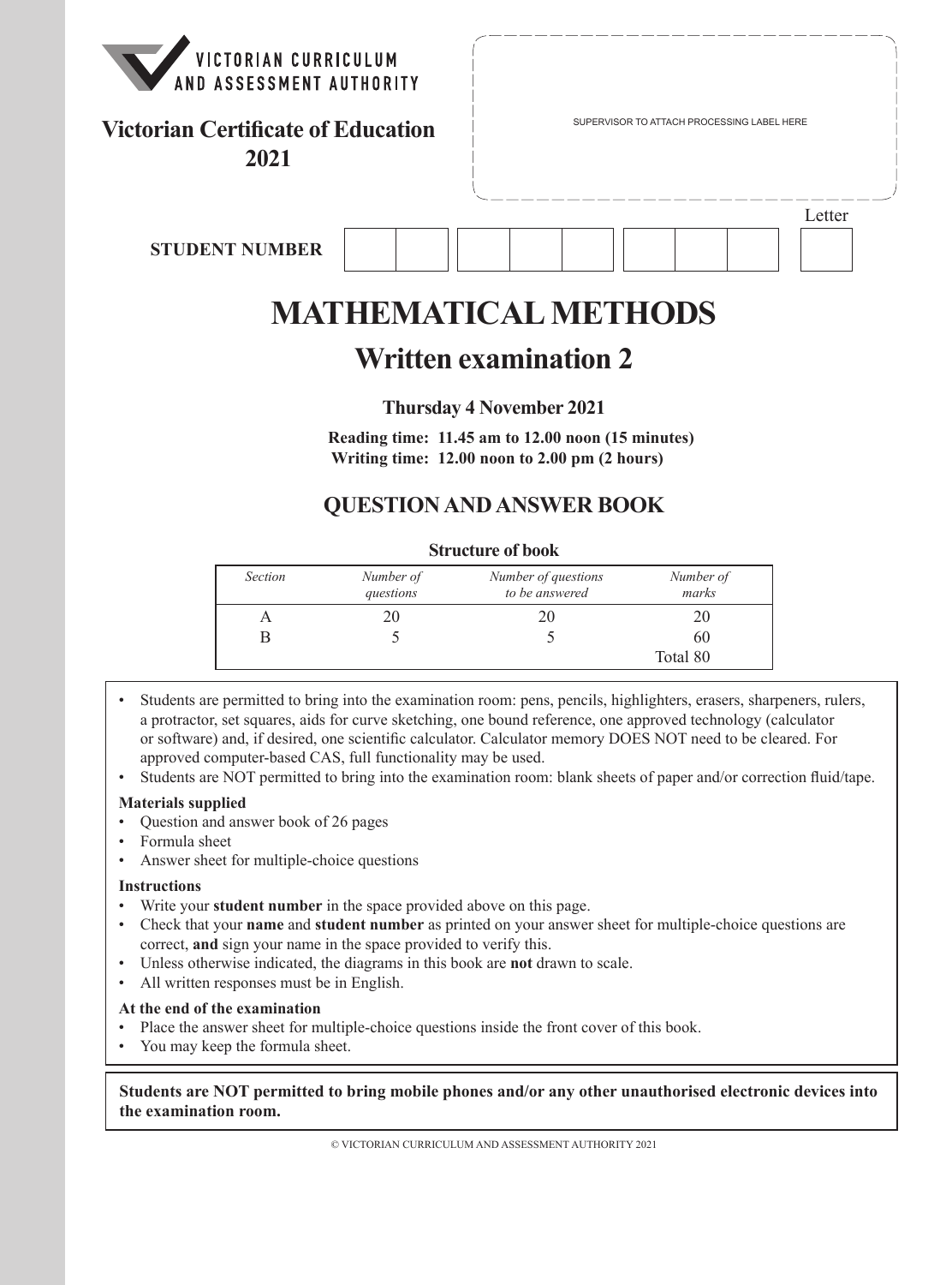VICTORIAN CURRICULUM AND ASSESSMENT AUTHORITY

**Victorian Certificate of Education 2021**

SUPERVISOR TO ATTACH PROCESSING LABEL HERE

**STUDENT NUMBER** | | | | | | | | | Letter

# MATHEMATICAL METHODS

## Written examination 2

**Thursday 4 November 2021**

**Reading time: 11.45 am to 12.00 noon (15 minutes)**
**Writing time: 12.00 noon to 2.00 pm (2 hours)**

## QUESTION AND ANSWER BOOK

**Structure of book**

| *Section* | *Number of questions* | *Number of questions to be answered* | *Number of marks* |
|---|---|---|---|
| A | 20 | 20 | 20 |
| B | 5 | 5 | 60 |
| | | | Total 80 |

- Students are permitted to bring into the examination room: pens, pencils, highlighters, erasers, sharpeners, rulers, a protractor, set squares, aids for curve sketching, one bound reference, one approved technology (calculator or software) and, if desired, one scientific calculator. Calculator memory DOES NOT need to be cleared. For approved computer-based CAS, full functionality may be used.
- Students are NOT permitted to bring into the examination room: blank sheets of paper and/or correction fluid/tape.

**Materials supplied**
- Question and answer book of 26 pages
- Formula sheet
- Answer sheet for multiple-choice questions

**Instructions**
- Write your **student number** in the space provided above on this page.
- Check that your **name** and **student number** as printed on your answer sheet for multiple-choice questions are correct, **and** sign your name in the space provided to verify this.
- Unless otherwise indicated, the diagrams in this book are **not** drawn to scale.
- All written responses must be in English.

**At the end of the examination**
- Place the answer sheet for multiple-choice questions inside the front cover of this book.
- You may keep the formula sheet.

**Students are NOT permitted to bring mobile phones and/or any other unauthorised electronic devices into the examination room.**

© VICTORIAN CURRICULUM AND ASSESSMENT AUTHORITY 2021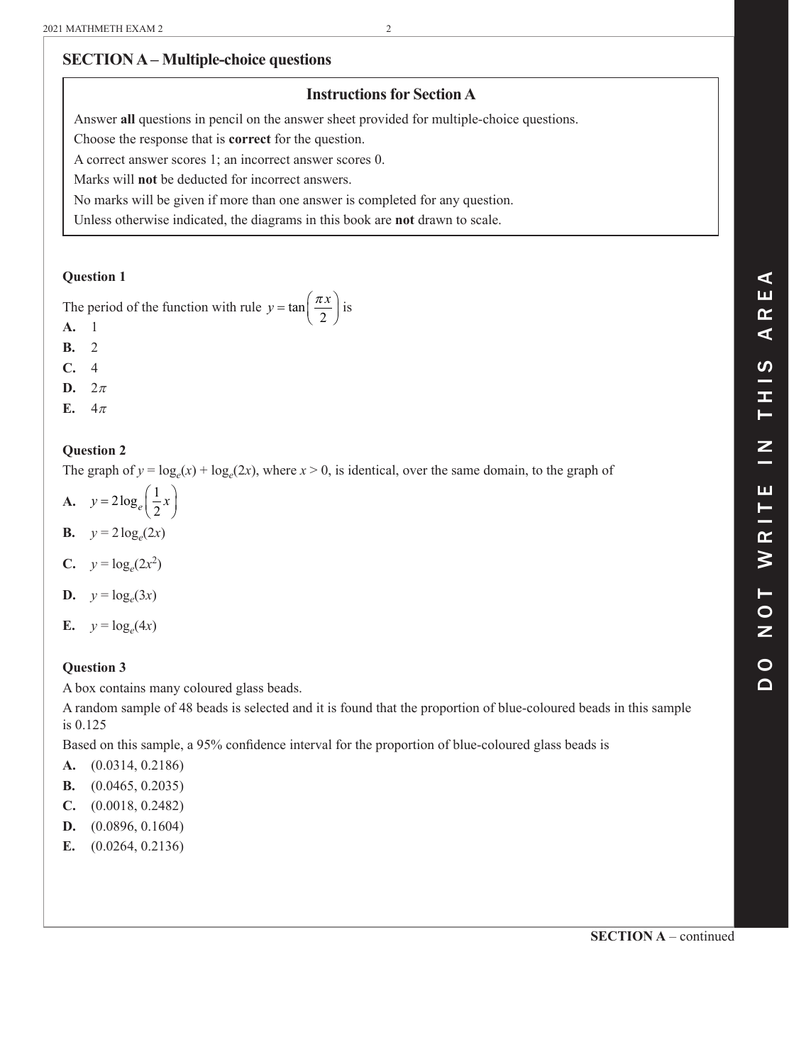## SECTION A – Multiple-choice questions

### Instructions for Section A

Answer **all** questions in pencil on the answer sheet provided for multiple-choice questions.

Choose the response that is **correct** for the question.

A correct answer scores 1; an incorrect answer scores 0.

Marks will **not** be deducted for incorrect answers.

No marks will be given if more than one answer is completed for any question.

Unless otherwise indicated, the diagrams in this book are **not** drawn to scale.

### Question 1

The period of the function with rule $y = \tan\left(\frac{\pi x}{2}\right)$ is

**A.** 1

**B.** 2

**C.** 4

**D.** $2\pi$

**E.** $4\pi$

### Question 2

The graph of $y = \log_e(x) + \log_e(2x)$, where $x > 0$, is identical, over the same domain, to the graph of

**A.** $y = 2\log_e\left(\frac{1}{2}x\right)$

**B.** $y = 2\log_e(2x)$

**C.** $y = \log_e(2x^2)$

**D.** $y = \log_e(3x)$

**E.** $y = \log_e(4x)$

### Question 3

A box contains many coloured glass beads.

A random sample of 48 beads is selected and it is found that the proportion of blue-coloured beads in this sample is 0.125

Based on this sample, a 95% confidence interval for the proportion of blue-coloured glass beads is

**A.** (0.0314, 0.2186)

**B.** (0.0465, 0.2035)

**C.** (0.0018, 0.2482)

**D.** (0.0896, 0.1604)

**E.** (0.0264, 0.2136)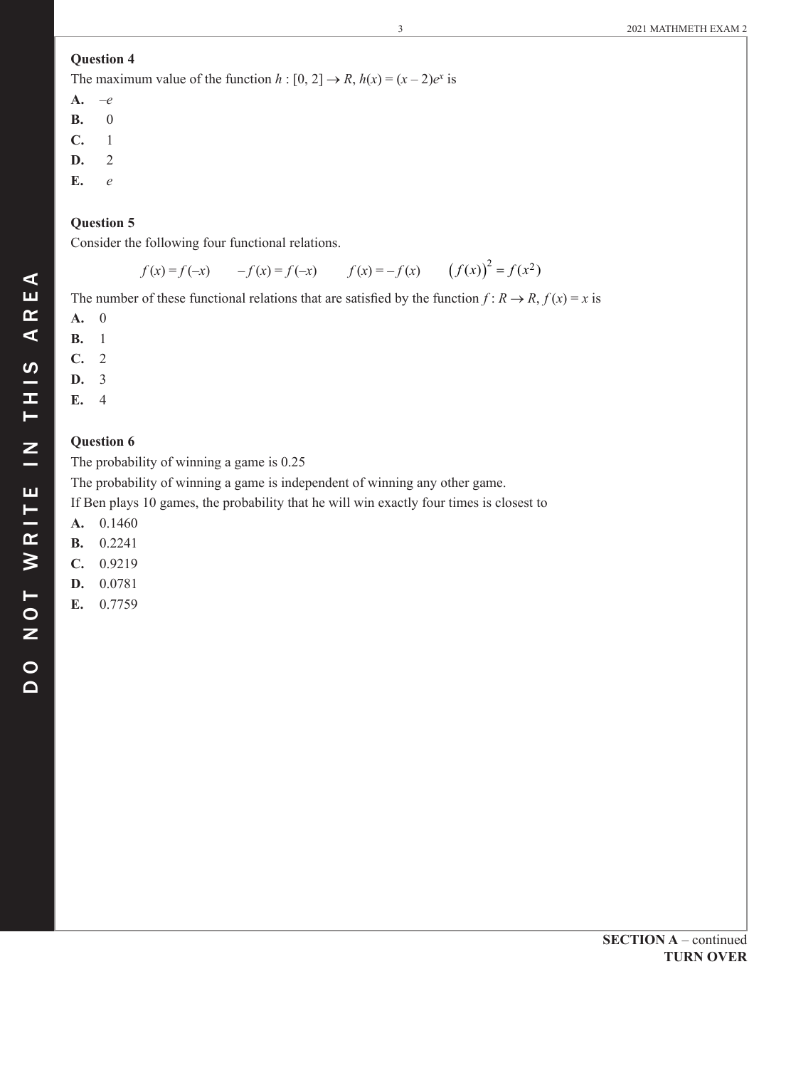**Question 4**

The maximum value of the function $h : [0, 2] \to R$, $h(x) = (x - 2)e^x$ is

**A.** $-e$

**B.** 0

**C.** 1

**D.** 2

**E.** $e$

**Question 5**

Consider the following four functional relations.

$$f(x) = f(-x) \qquad -f(x) = f(-x) \qquad f(x) = -f(x) \qquad \left(f(x)\right)^2 = f(x^2)$$

The number of these functional relations that are satisfied by the function $f : R \to R$, $f(x) = x$ is

**A.** 0

**B.** 1

**C.** 2

**D.** 3

**E.** 4

**Question 6**

The probability of winning a game is 0.25

The probability of winning a game is independent of winning any other game.

If Ben plays 10 games, the probability that he will win exactly four times is closest to

**A.** 0.1460

**B.** 0.2241

**C.** 0.9219

**D.** 0.0781

**E.** 0.7759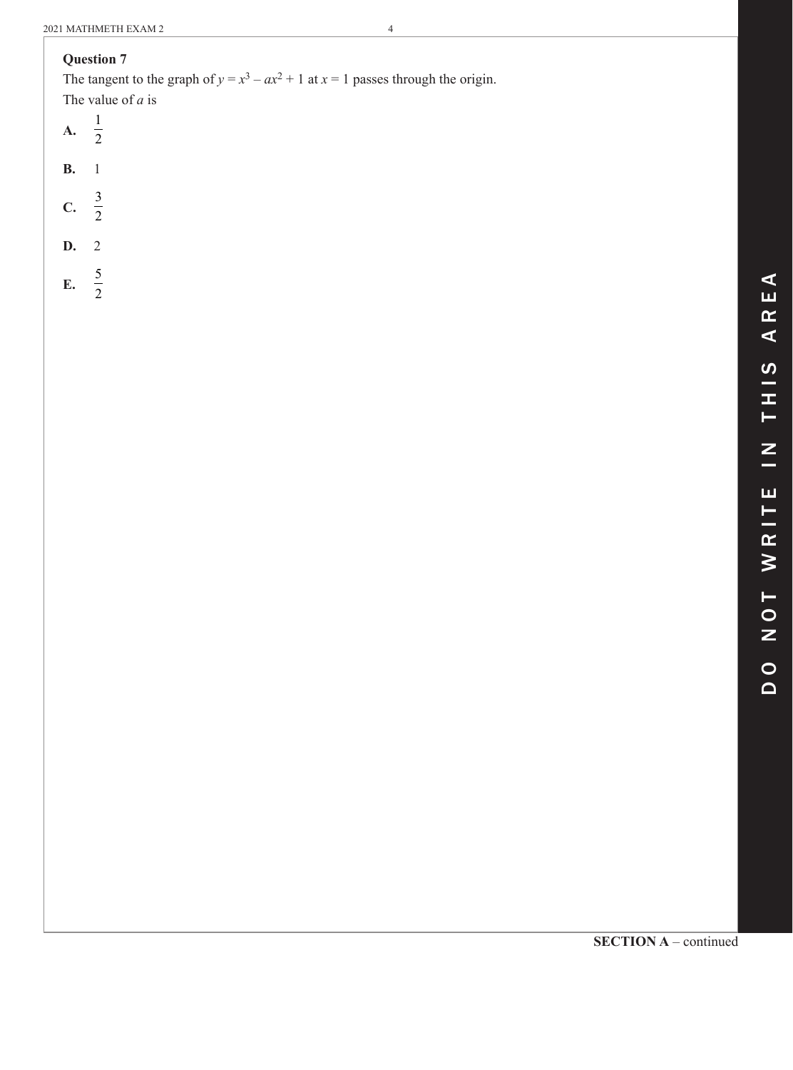**Question 7**

The tangent to the graph of $y = x^3 - ax^2 + 1$ at $x = 1$ passes through the origin.

The value of $a$ is

**A.** $\frac{1}{2}$

**B.** $1$

**C.** $\frac{3}{2}$

**D.** $2$

**E.** $\frac{5}{2}$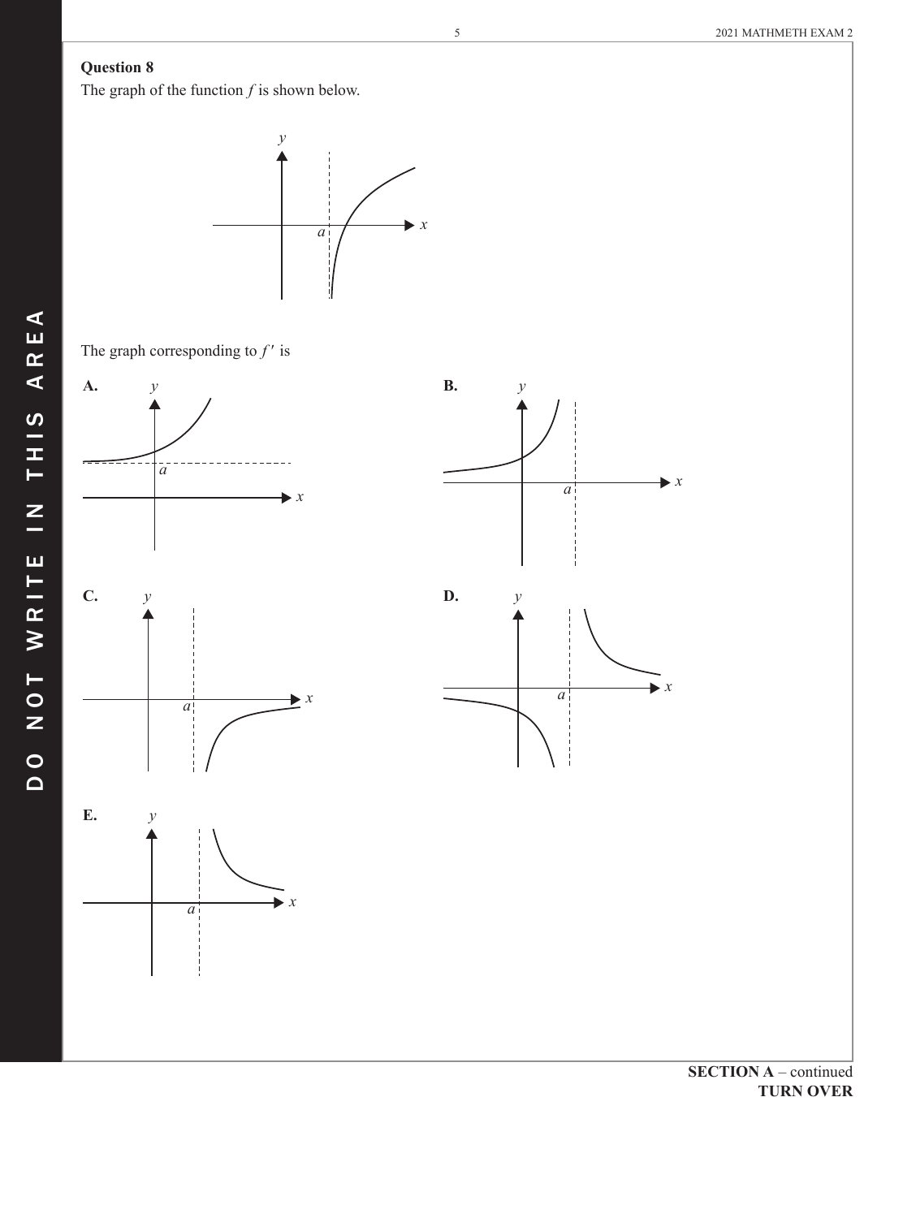**Question 8**

The graph of the function $f$ is shown below.

The graph corresponding to $f'$ is

**A.**

**B.**

**C.**

**D.**

**E.**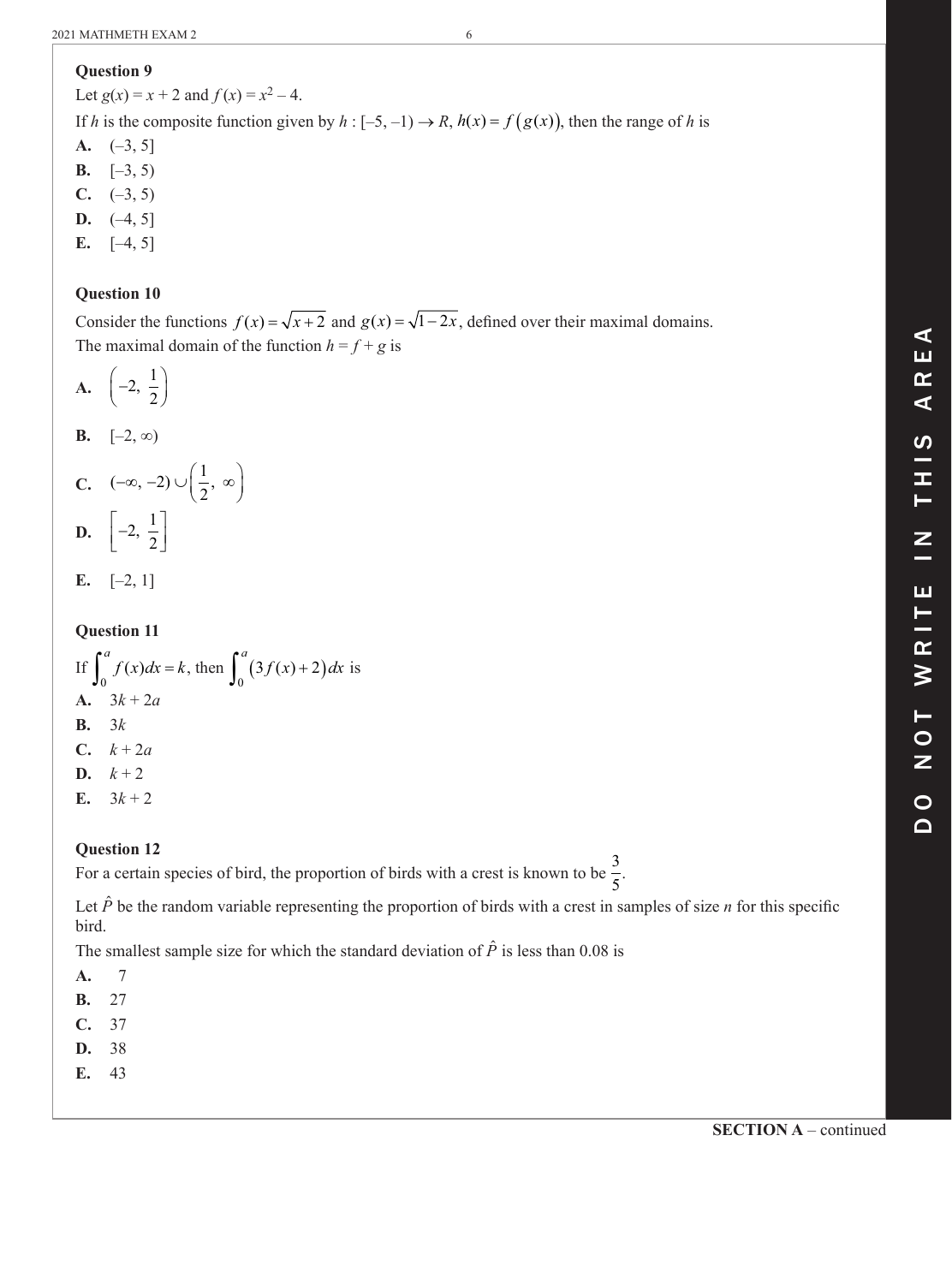**Question 9**

Let $g(x) = x + 2$ and $f(x) = x^2 - 4$.

If $h$ is the composite function given by $h : [-5, -1) \rightarrow R$, $h(x) = f\left(g(x)\right)$, then the range of $h$ is

**A.** $(-3, 5]$

**B.** $[-3, 5)$

**C.** $(-3, 5)$

**D.** $(-4, 5]$

**E.** $[-4, 5]$

**Question 10**

Consider the functions $f(x) = \sqrt{x+2}$ and $g(x) = \sqrt{1-2x}$, defined over their maximal domains.

The maximal domain of the function $h = f + g$ is

**A.** $\left(-2, \frac{1}{2}\right)$

**B.** $[-2, \infty)$

**C.** $(-\infty, -2) \cup \left(\frac{1}{2}, \infty\right)$

**D.** $\left[-2, \frac{1}{2}\right]$

**E.** $[-2, 1]$

**Question 11**

If $\int_0^a f(x)dx = k$, then $\int_0^a \left(3f(x) + 2\right)dx$ is

**A.** $3k + 2a$

**B.** $3k$

**C.** $k + 2a$

**D.** $k + 2$

**E.** $3k + 2$

**Question 12**

For a certain species of bird, the proportion of birds with a crest is known to be $\frac{3}{5}$.

Let $\hat{P}$ be the random variable representing the proportion of birds with a crest in samples of size $n$ for this specific bird.

The smallest sample size for which the standard deviation of $\hat{P}$ is less than 0.08 is

**A.** 7

**B.** 27

**C.** 37

**D.** 38

**E.** 43

**SECTION A** – continued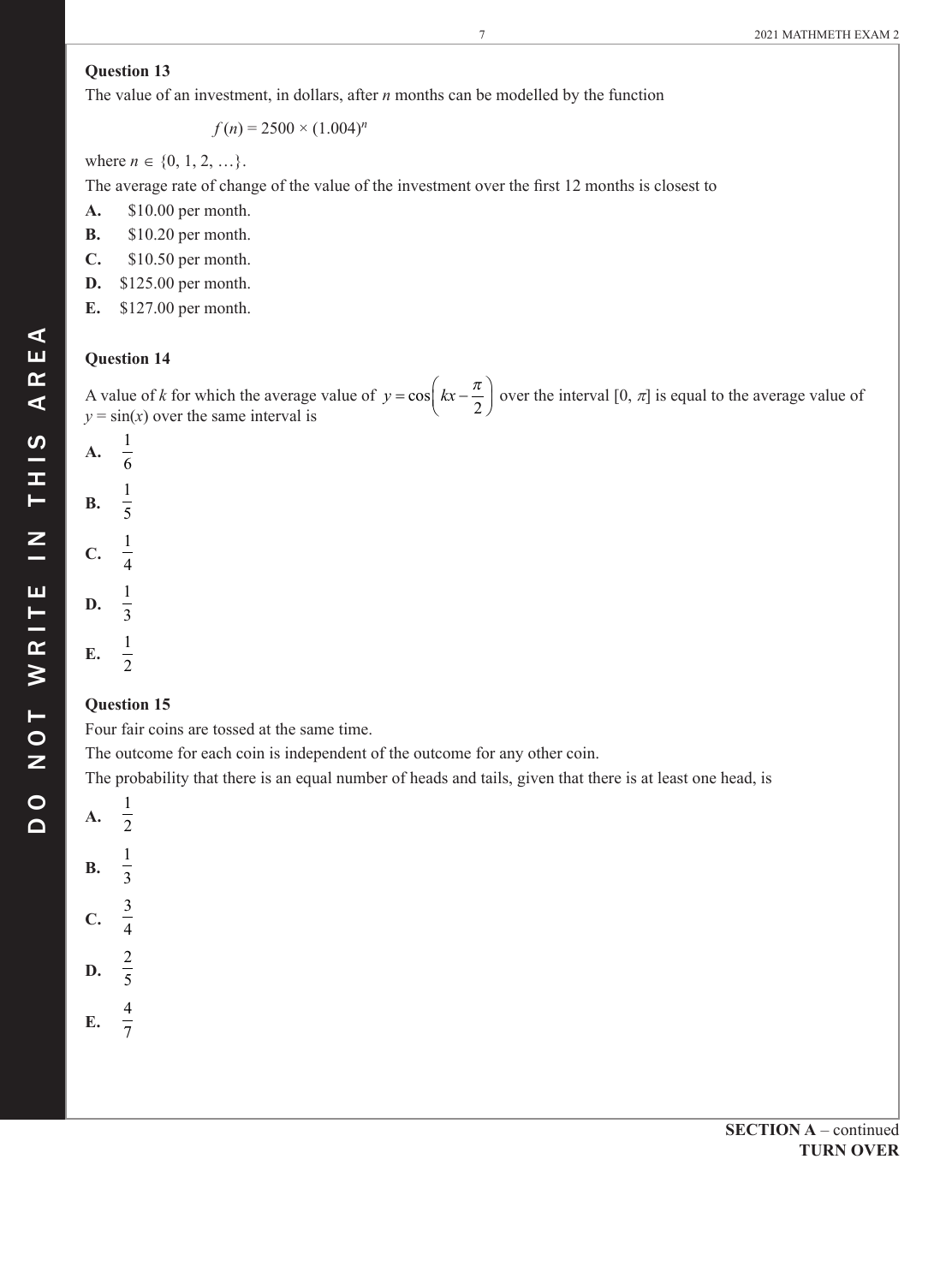**Question 13**

The value of an investment, in dollars, after $n$ months can be modelled by the function

$$f(n) = 2500 \times (1.004)^n$$

where $n \in \{0, 1, 2, \ldots\}$.

The average rate of change of the value of the investment over the first 12 months is closest to

**A.** \$10.00 per month.

**B.** \$10.20 per month.

**C.** \$10.50 per month.

**D.** \$125.00 per month.

**E.** \$127.00 per month.

**Question 14**

A value of $k$ for which the average value of $y = \cos\left(kx - \frac{\pi}{2}\right)$ over the interval $[0, \pi]$ is equal to the average value of $y = \sin(x)$ over the same interval is

**A.** $\frac{1}{6}$

**B.** $\frac{1}{5}$

**C.** $\frac{1}{4}$

**D.** $\frac{1}{3}$

**E.** $\frac{1}{2}$

**Question 15**

Four fair coins are tossed at the same time.

The outcome for each coin is independent of the outcome for any other coin.

The probability that there is an equal number of heads and tails, given that there is at least one head, is

**A.** $\frac{1}{2}$

**B.** $\frac{1}{3}$

**C.** $\frac{3}{4}$

**D.** $\frac{2}{5}$

**E.** $\frac{4}{7}$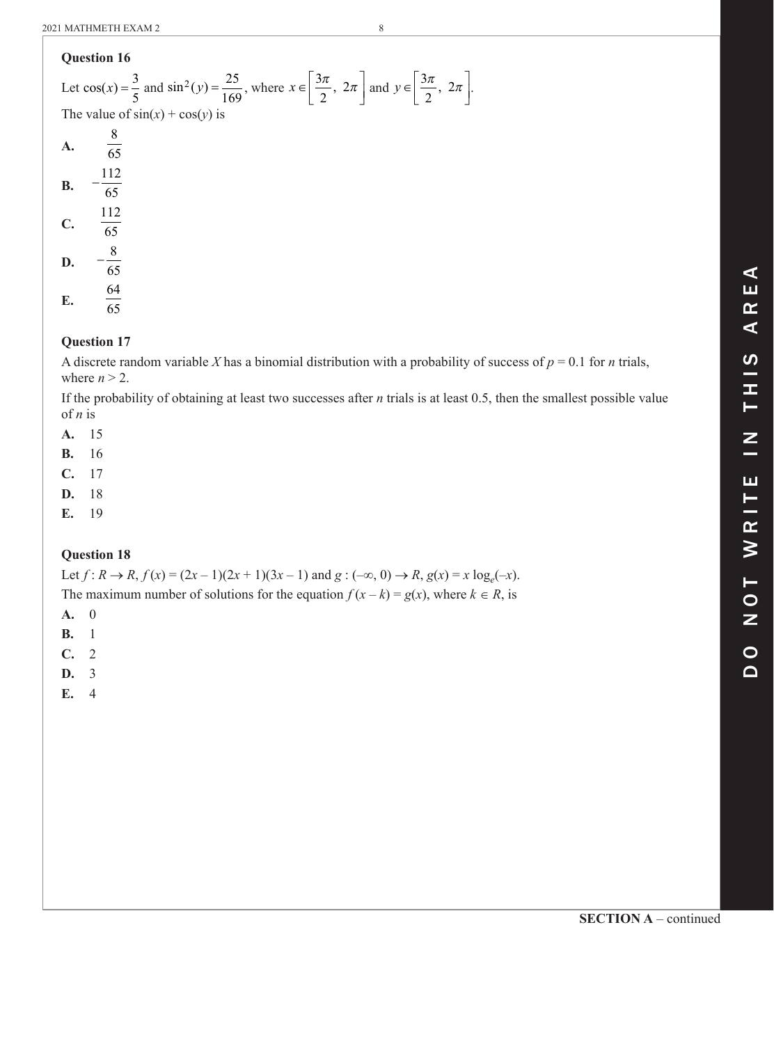### Question 16

Let $\cos(x) = \frac{3}{5}$ and $\sin^2(y) = \frac{25}{169}$, where $x \in \left[\frac{3\pi}{2}, 2\pi\right]$ and $y \in \left[\frac{3\pi}{2}, 2\pi\right]$.

The value of $\sin(x) + \cos(y)$ is

**A.** $\frac{8}{65}$

**B.** $-\frac{112}{65}$

**C.** $\frac{112}{65}$

**D.** $-\frac{8}{65}$

**E.** $\frac{64}{65}$

### Question 17

A discrete random variable $X$ has a binomial distribution with a probability of success of $p = 0.1$ for $n$ trials, where $n > 2$.

If the probability of obtaining at least two successes after $n$ trials is at least 0.5, then the smallest possible value of $n$ is

**A.** 15

**B.** 16

**C.** 17

**D.** 18

**E.** 19

### Question 18

Let $f : R \to R$, $f(x) = (2x - 1)(2x + 1)(3x - 1)$ and $g : (-\infty, 0) \to R$, $g(x) = x \log_e(-x)$.

The maximum number of solutions for the equation $f(x - k) = g(x)$, where $k \in R$, is

**A.** 0

**B.** 1

**C.** 2

**D.** 3

**E.** 4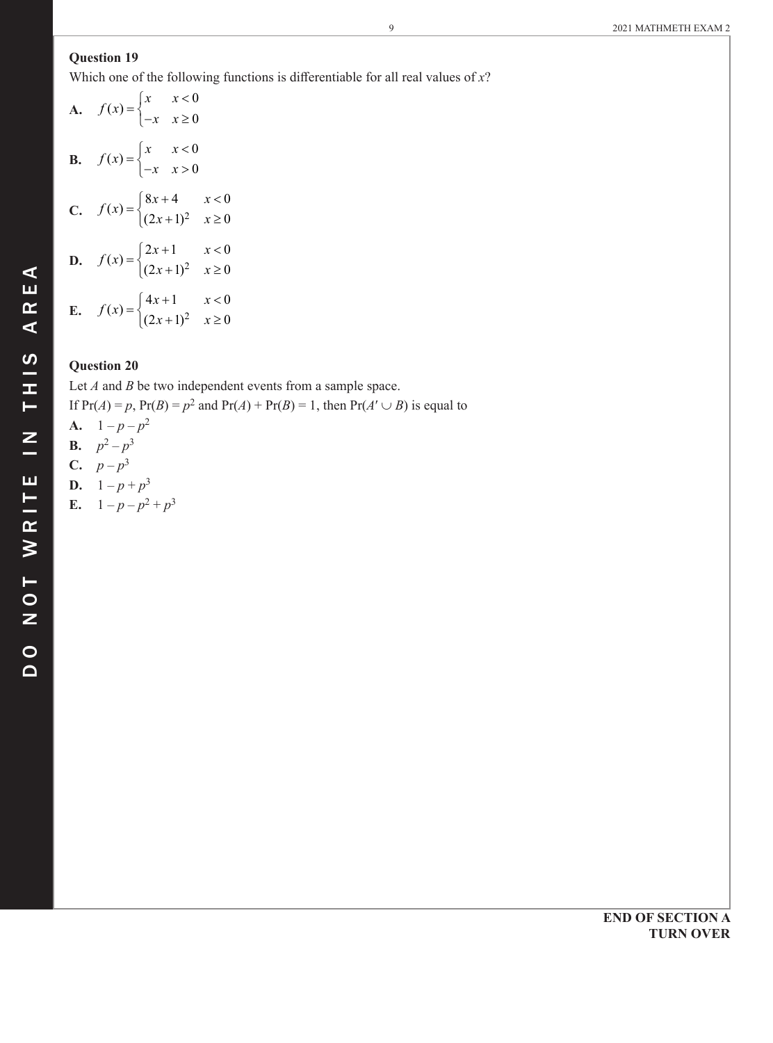### Question 19

Which one of the following functions is differentiable for all real values of $x$?

**A.** $f(x) = \begin{cases} x & x < 0 \\ -x & x \geq 0 \end{cases}$

**B.** $f(x) = \begin{cases} x & x < 0 \\ -x & x > 0 \end{cases}$

**C.** $f(x) = \begin{cases} 8x + 4 & x < 0 \\ (2x+1)^2 & x \geq 0 \end{cases}$

**D.** $f(x) = \begin{cases} 2x + 1 & x < 0 \\ (2x+1)^2 & x \geq 0 \end{cases}$

**E.** $f(x) = \begin{cases} 4x + 1 & x < 0 \\ (2x+1)^2 & x \geq 0 \end{cases}$

### Question 20

Let $A$ and $B$ be two independent events from a sample space.

If $\Pr(A) = p$, $\Pr(B) = p^2$ and $\Pr(A) + \Pr(B) = 1$, then $\Pr(A' \cup B)$ is equal to

**A.** $1 - p - p^2$

**B.** $p^2 - p^3$

**C.** $p - p^3$

**D.** $1 - p + p^3$

**E.** $1 - p - p^2 + p^3$

**END OF SECTION A**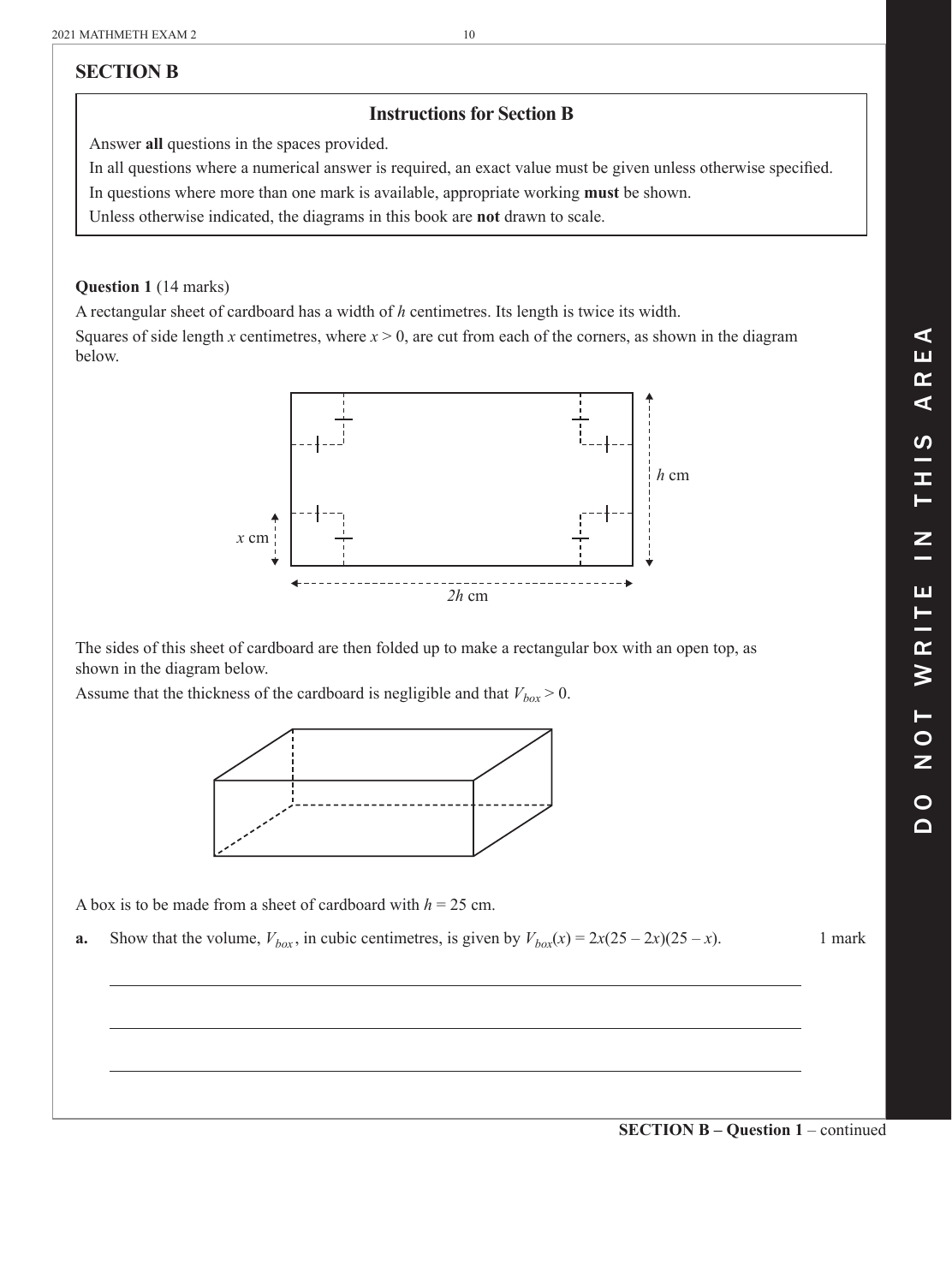## SECTION B

**Instructions for Section B**

Answer **all** questions in the spaces provided.

In all questions where a numerical answer is required, an exact value must be given unless otherwise specified.

In questions where more than one mark is available, appropriate working **must** be shown.

Unless otherwise indicated, the diagrams in this book are **not** drawn to scale.

**Question 1** (14 marks)

A rectangular sheet of cardboard has a width of $h$ centimetres. Its length is twice its width.

Squares of side length $x$ centimetres, where $x > 0$, are cut from each of the corners, as shown in the diagram below.

The sides of this sheet of cardboard are then folded up to make a rectangular box with an open top, as shown in the diagram below.

Assume that the thickness of the cardboard is negligible and that $V_{box} > 0$.

A box is to be made from a sheet of cardboard with $h = 25$ cm.

**a.** Show that the volume, $V_{box}$, in cubic centimetres, is given by $V_{box}(x) = 2x(25 - 2x)(25 - x)$. 1 mark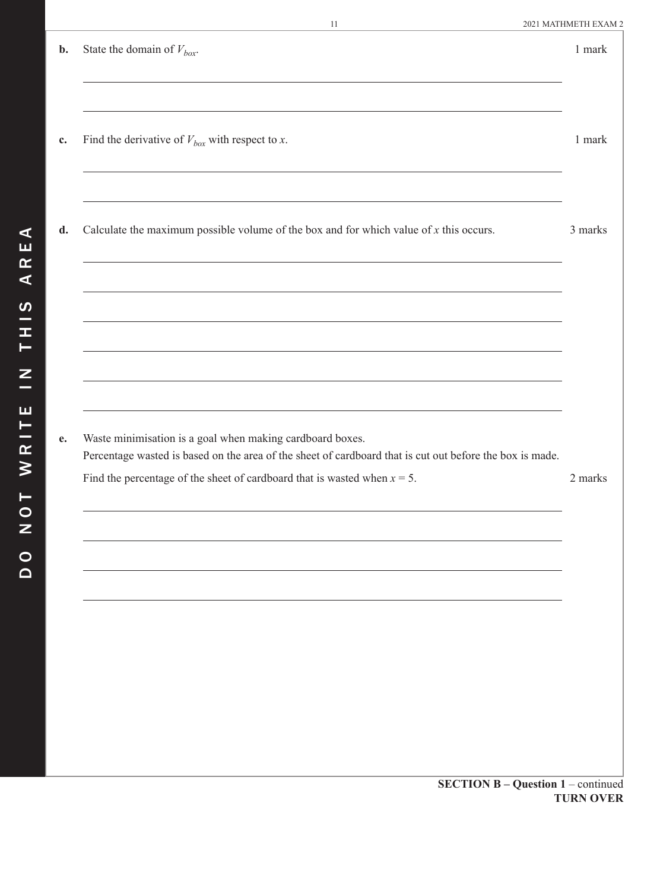**b.** State the domain of $V_{box}$. 1 mark

**c.** Find the derivative of $V_{box}$ with respect to $x$. 1 mark

**d.** Calculate the maximum possible volume of the box and for which value of $x$ this occurs. 3 marks

**e.** Waste minimisation is a goal when making cardboard boxes.
Percentage wasted is based on the area of the sheet of cardboard that is cut out before the box is made.

Find the percentage of the sheet of cardboard that is wasted when $x = 5$. 2 marks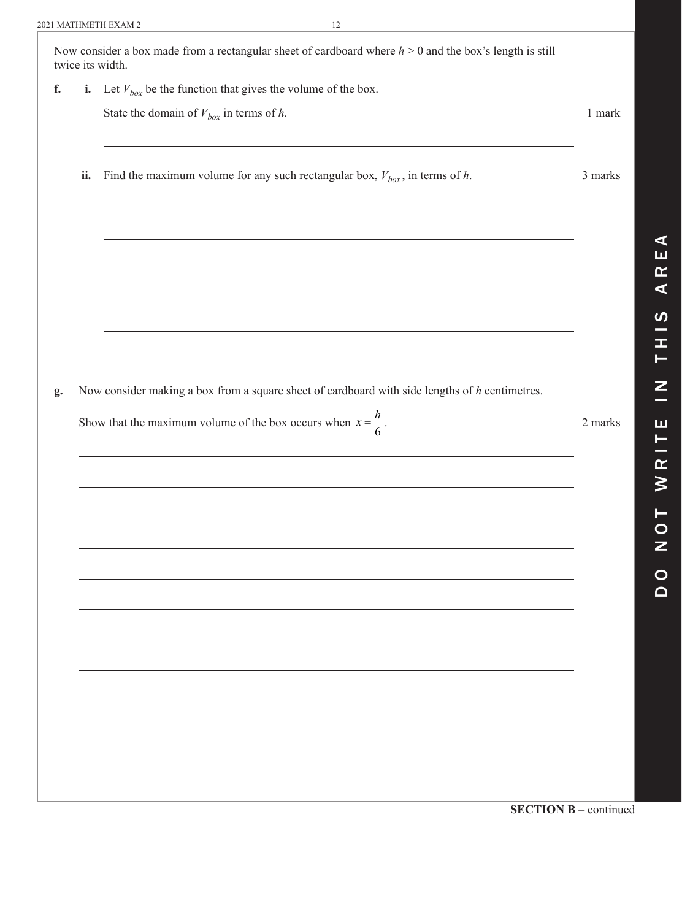Now consider a box made from a rectangular sheet of cardboard where $h > 0$ and the box's length is still twice its width.

**f.** **i.** Let $V_{box}$ be the function that gives the volume of the box.

State the domain of $V_{box}$ in terms of $h$. 1 mark

**ii.** Find the maximum volume for any such rectangular box, $V_{box}$, in terms of $h$. 3 marks

**g.** Now consider making a box from a square sheet of cardboard with side lengths of $h$ centimetres.

Show that the maximum volume of the box occurs when $x = \frac{h}{6}$. 2 marks

**SECTION B** – continued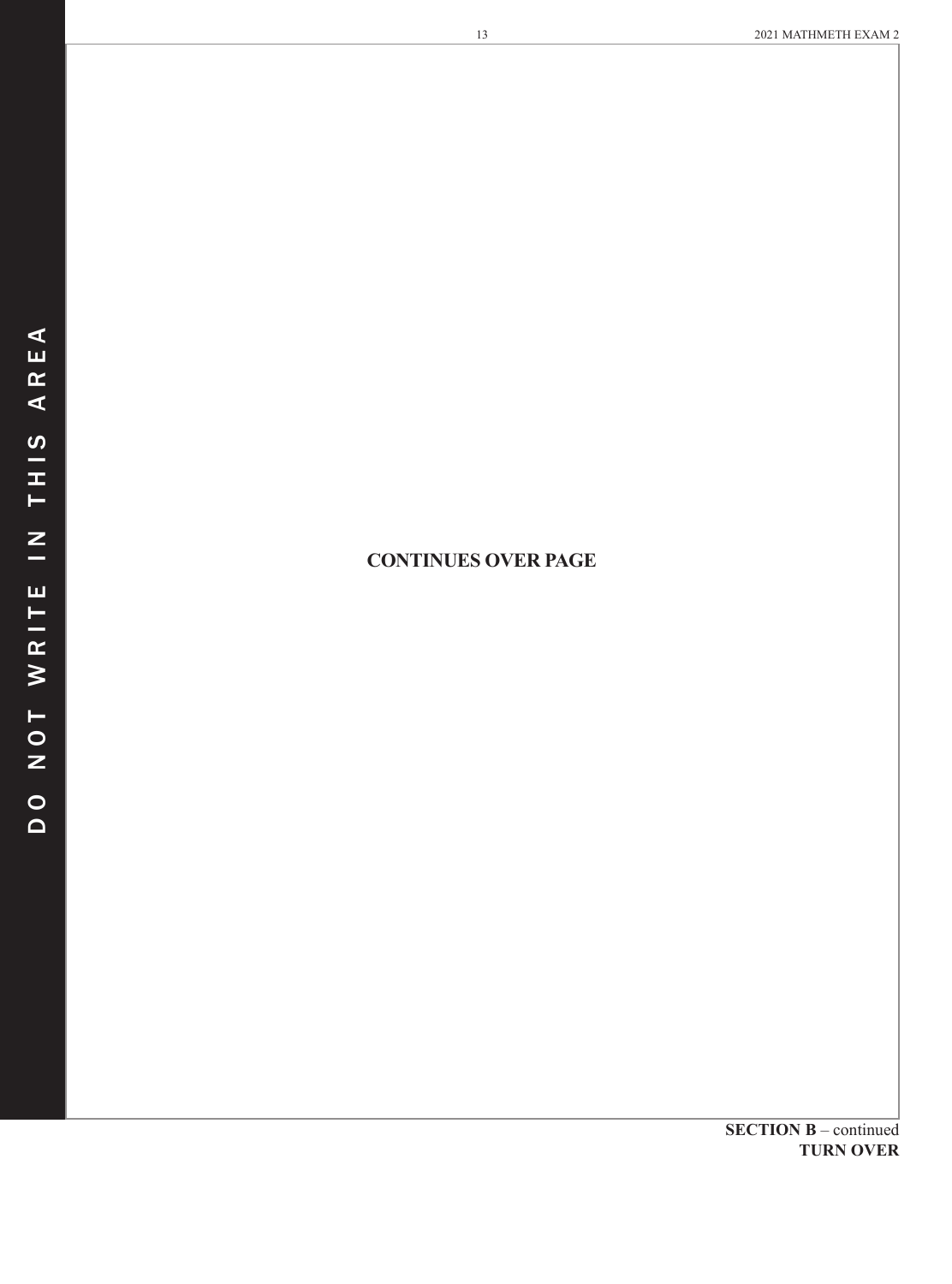**CONTINUES OVER PAGE**

**SECTION B** – continued
**TURN OVER**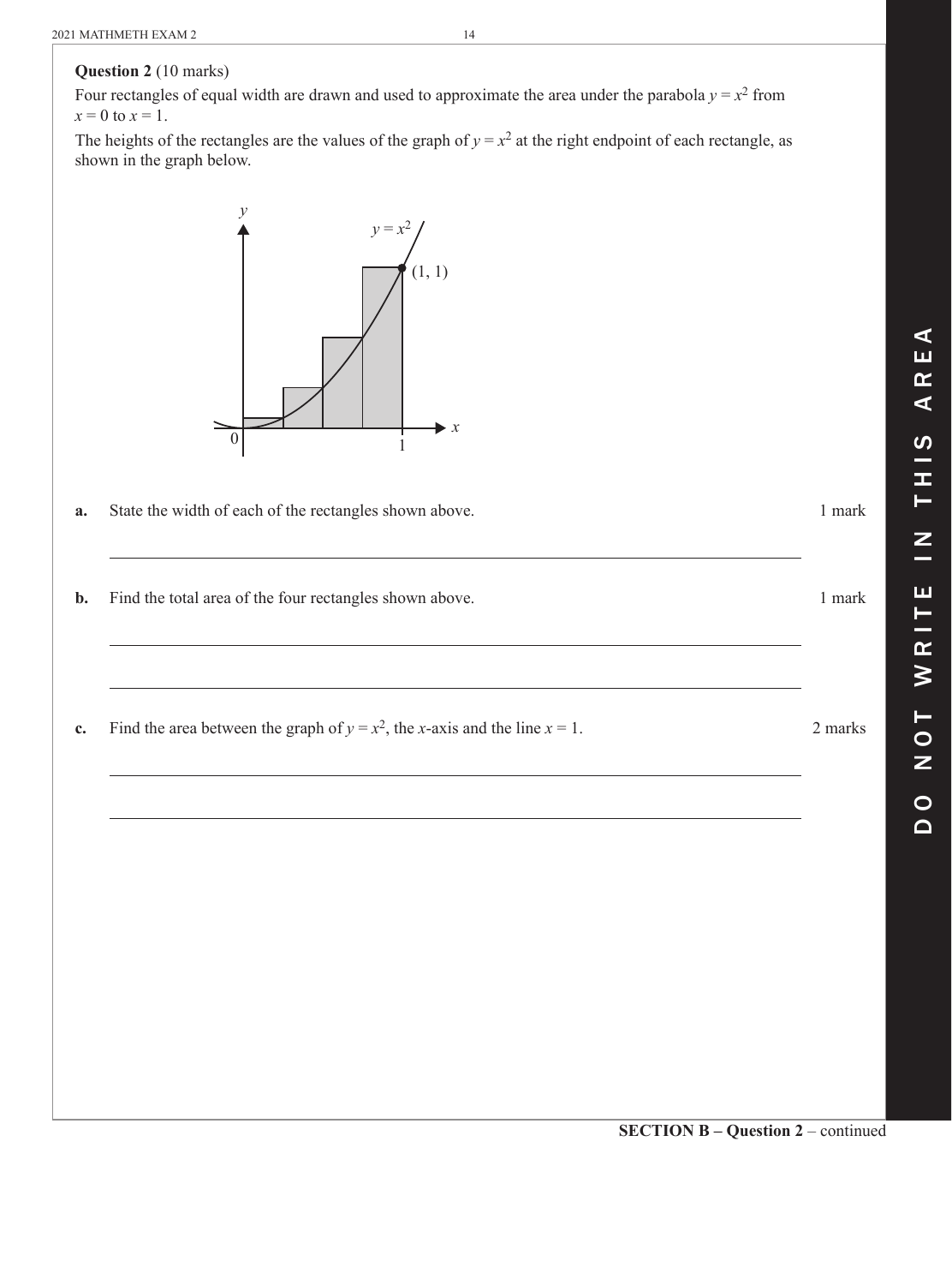**Question 2** (10 marks)

Four rectangles of equal width are drawn and used to approximate the area under the parabola $y = x^2$ from $x = 0$ to $x = 1$.

The heights of the rectangles are the values of the graph of $y = x^2$ at the right endpoint of each rectangle, as shown in the graph below.

**a.** State the width of each of the rectangles shown above. 1 mark

**b.** Find the total area of the four rectangles shown above. 1 mark

**c.** Find the area between the graph of $y = x^2$, the $x$-axis and the line $x = 1$. 2 marks

**SECTION B – Question 2** – continued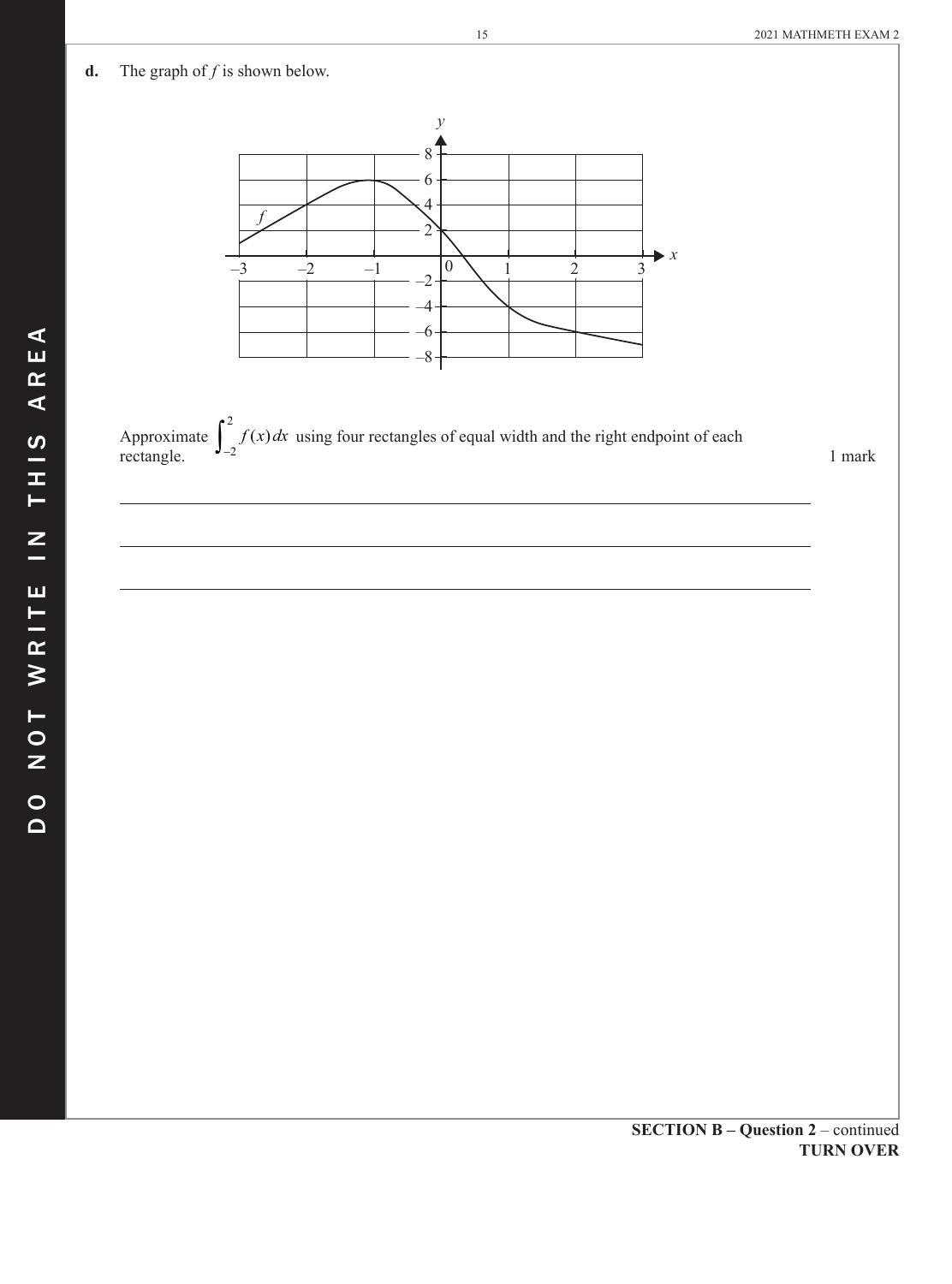**d.** The graph of $f$ is shown below.

Approximate $\int_{-2}^{2} f(x)\,dx$ using four rectangles of equal width and the right endpoint of each rectangle. 1 mark

______________________________________________________________________

______________________________________________________________________

______________________________________________________________________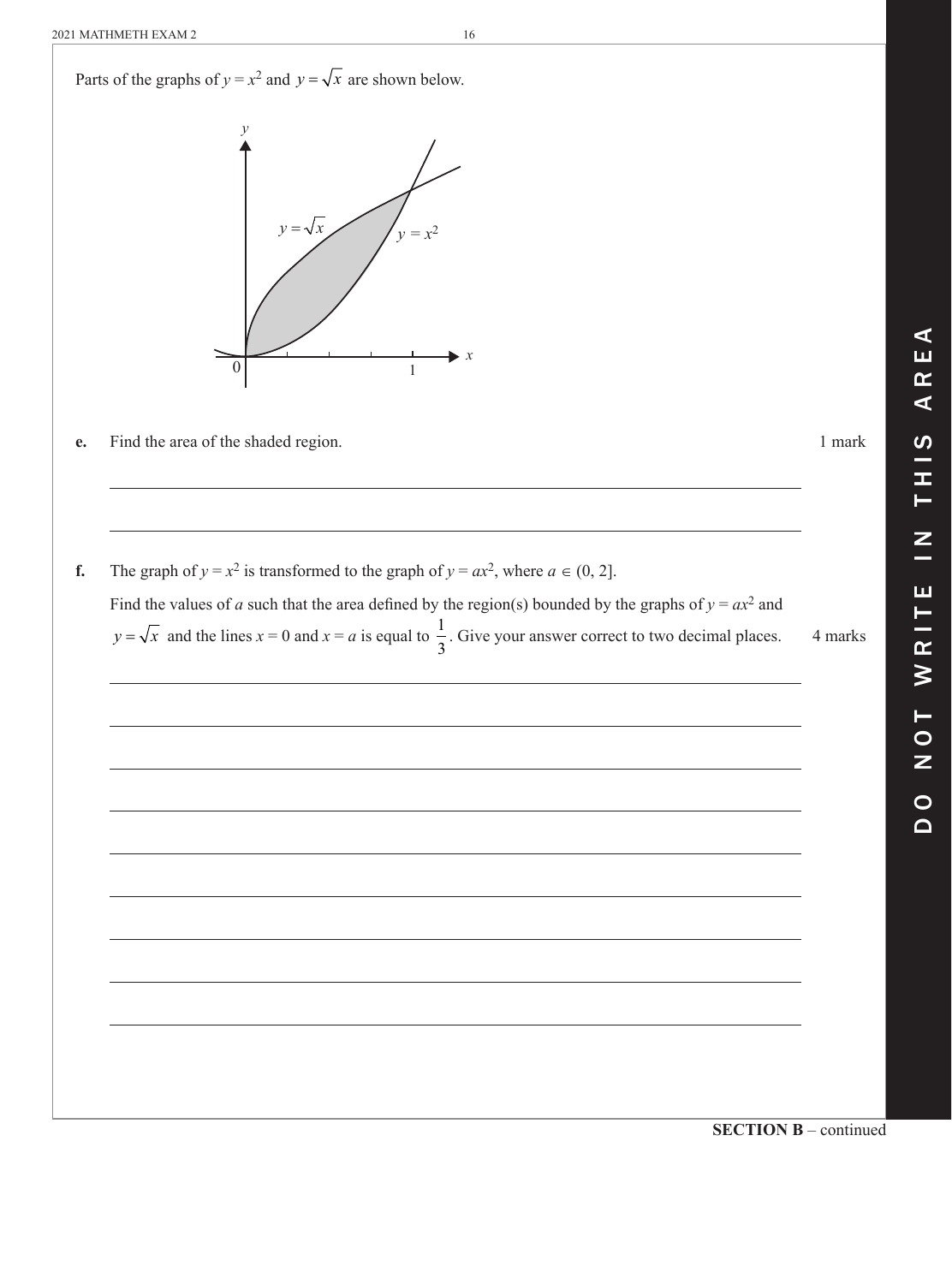Parts of the graphs of $y = x^2$ and $y = \sqrt{x}$ are shown below.

**e.** Find the area of the shaded region. 1 mark

**f.** The graph of $y = x^2$ is transformed to the graph of $y = ax^2$, where $a \in (0, 2]$.

Find the values of $a$ such that the area defined by the region(s) bounded by the graphs of $y = ax^2$ and $y = \sqrt{x}$ and the lines $x = 0$ and $x = a$ is equal to $\frac{1}{3}$. Give your answer correct to two decimal places. 4 marks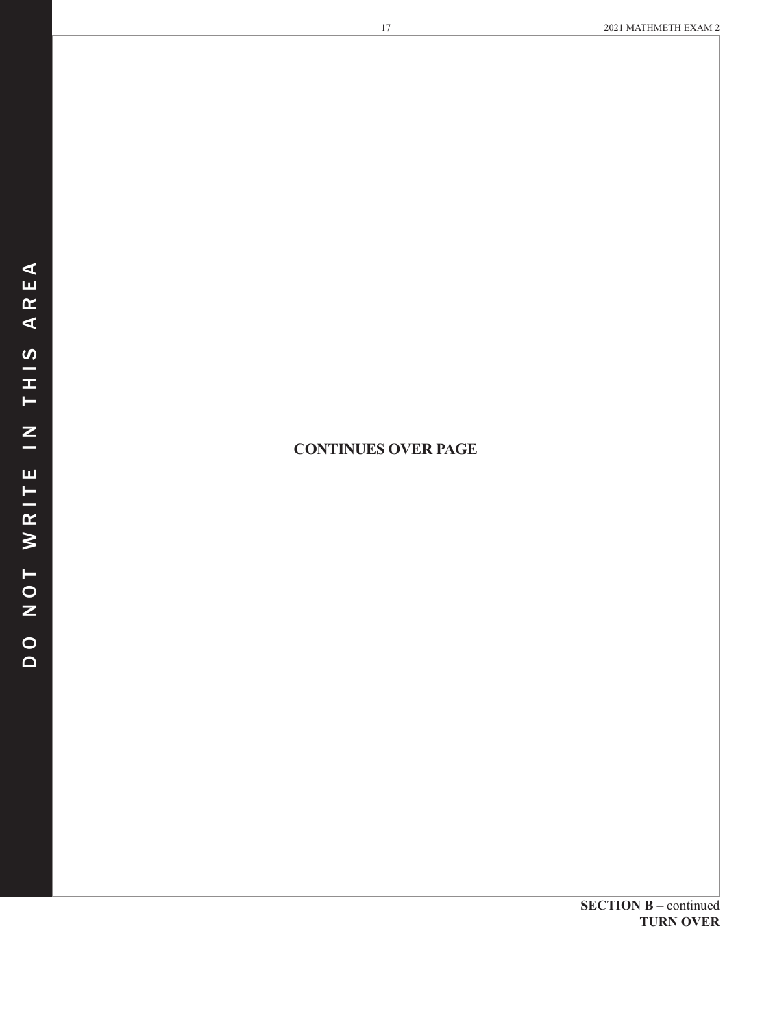**CONTINUES OVER PAGE**

**SECTION B** – continued
**TURN OVER**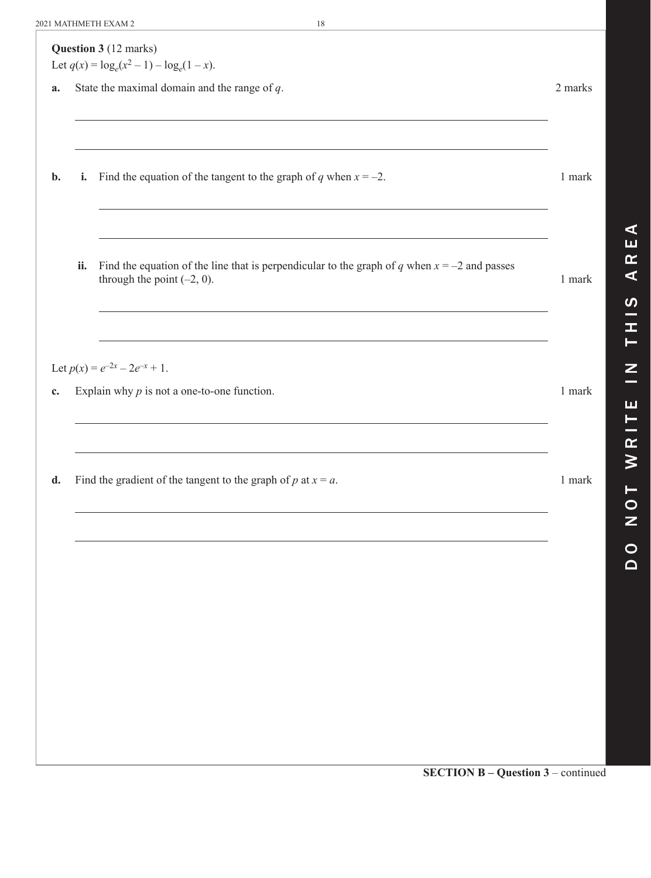**Question 3** (12 marks)

Let $q(x) = \log_e(x^2 - 1) - \log_e(1 - x)$.

**a.** State the maximal domain and the range of $q$. 2 marks

**b.** **i.** Find the equation of the tangent to the graph of $q$ when $x = -2$. 1 mark

**ii.** Find the equation of the line that is perpendicular to the graph of $q$ when $x = -2$ and passes through the point $(-2, 0)$. 1 mark

Let $p(x) = e^{-2x} - 2e^{-x} + 1$.

**c.** Explain why $p$ is not a one-to-one function. 1 mark

**d.** Find the gradient of the tangent to the graph of $p$ at $x = a$. 1 mark

**SECTION B – Question 3** – continued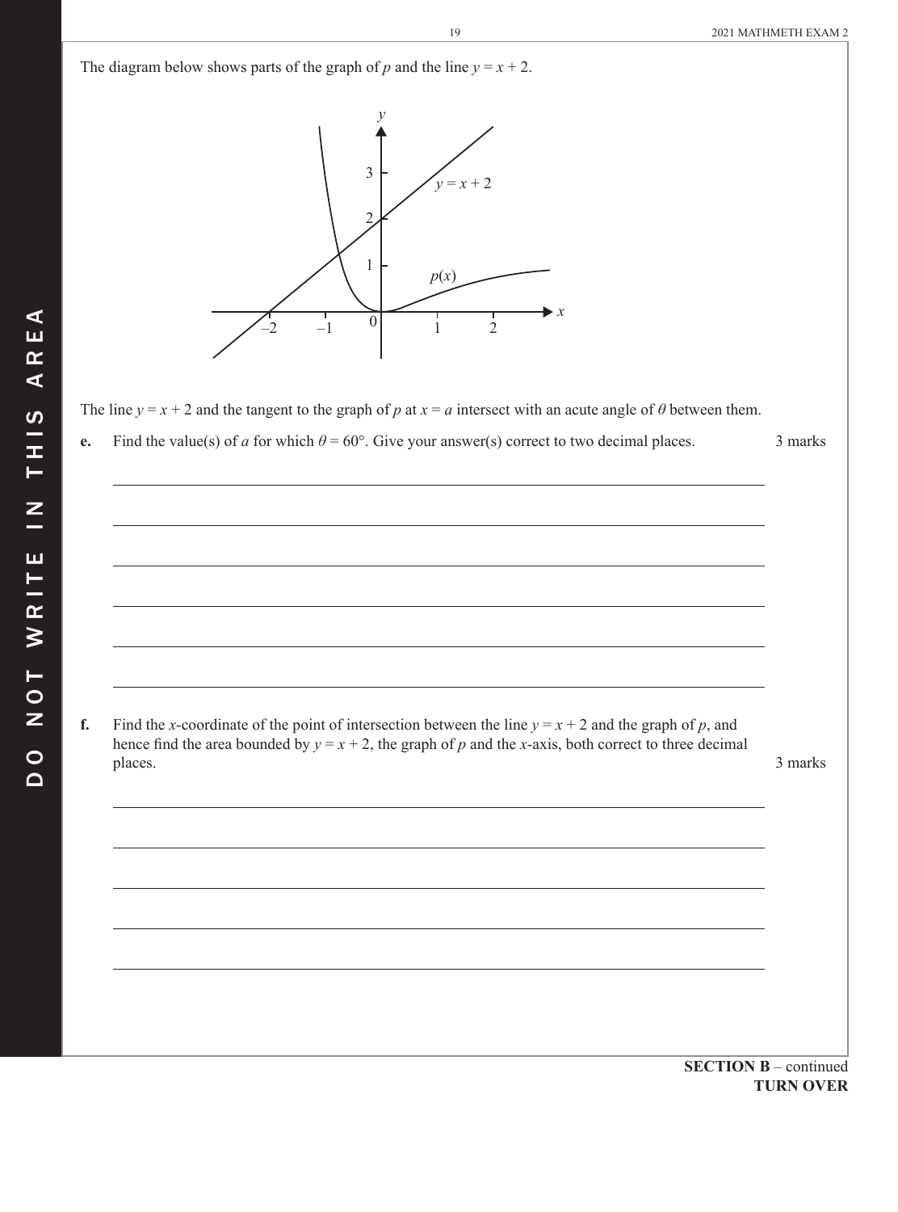The diagram below shows parts of the graph of $p$ and the line $y = x + 2$.

The line $y = x + 2$ and the tangent to the graph of $p$ at $x = a$ intersect with an acute angle of $\theta$ between them.

**e.** Find the value(s) of $a$ for which $\theta = 60°$. Give your answer(s) correct to two decimal places. 3 marks

**f.** Find the $x$-coordinate of the point of intersection between the line $y = x + 2$ and the graph of $p$, and hence find the area bounded by $y = x + 2$, the graph of $p$ and the $x$-axis, both correct to three decimal places. 3 marks

**SECTION B** – continued
**TURN OVER**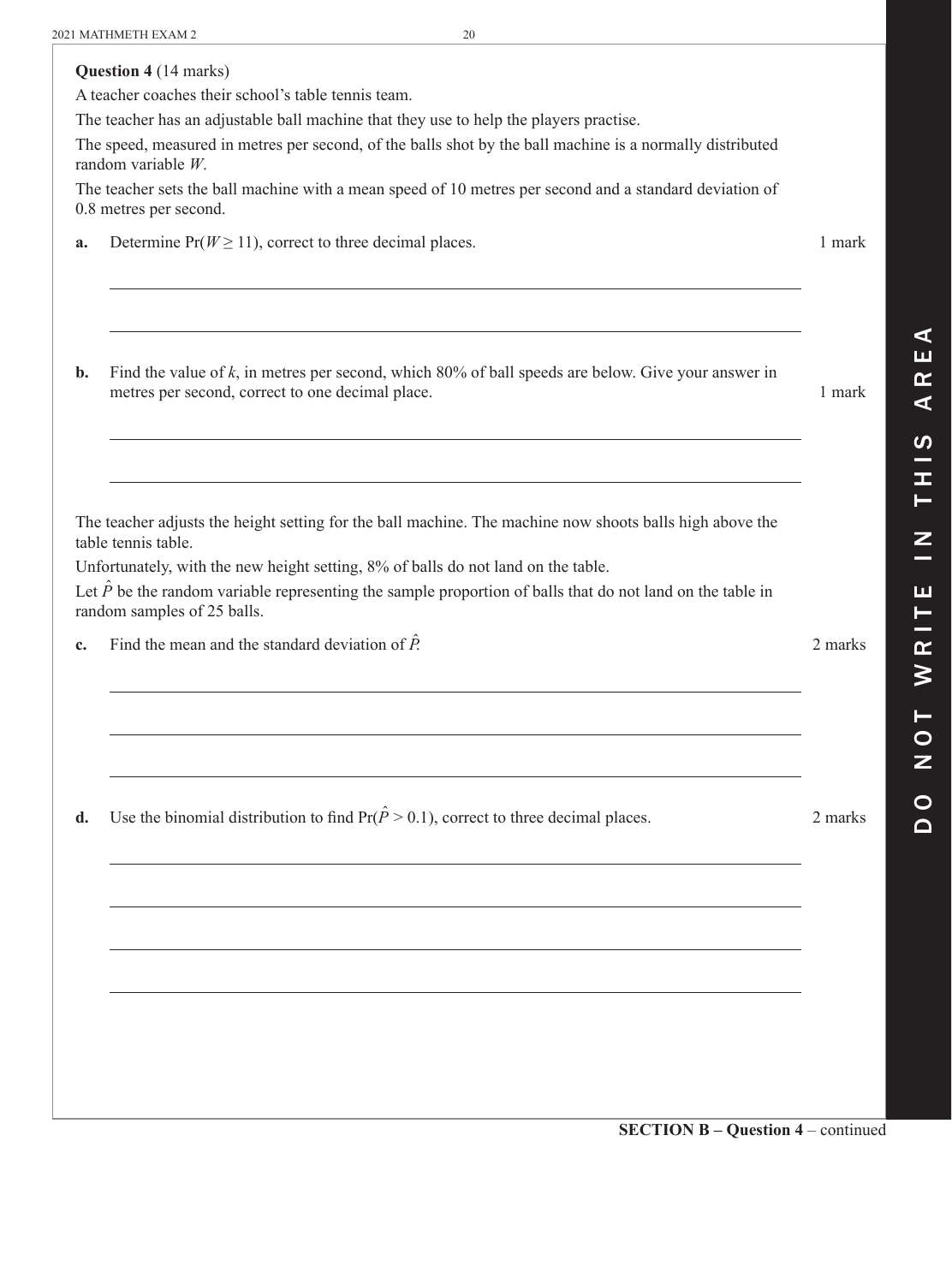**Question 4** (14 marks)

A teacher coaches their school's table tennis team.

The teacher has an adjustable ball machine that they use to help the players practise.

The speed, measured in metres per second, of the balls shot by the ball machine is a normally distributed random variable $W$.

The teacher sets the ball machine with a mean speed of 10 metres per second and a standard deviation of 0.8 metres per second.

**a.** Determine $\Pr(W \geq 11)$, correct to three decimal places. 1 mark

**b.** Find the value of $k$, in metres per second, which 80% of ball speeds are below. Give your answer in metres per second, correct to one decimal place. 1 mark

The teacher adjusts the height setting for the ball machine. The machine now shoots balls high above the table tennis table.

Unfortunately, with the new height setting, 8% of balls do not land on the table.

Let $\hat{P}$ be the random variable representing the sample proportion of balls that do not land on the table in random samples of 25 balls.

**c.** Find the mean and the standard deviation of $\hat{P}$. 2 marks

**d.** Use the binomial distribution to find $\Pr(\hat{P} > 0.1)$, correct to three decimal places. 2 marks

**SECTION B – Question 4** – continued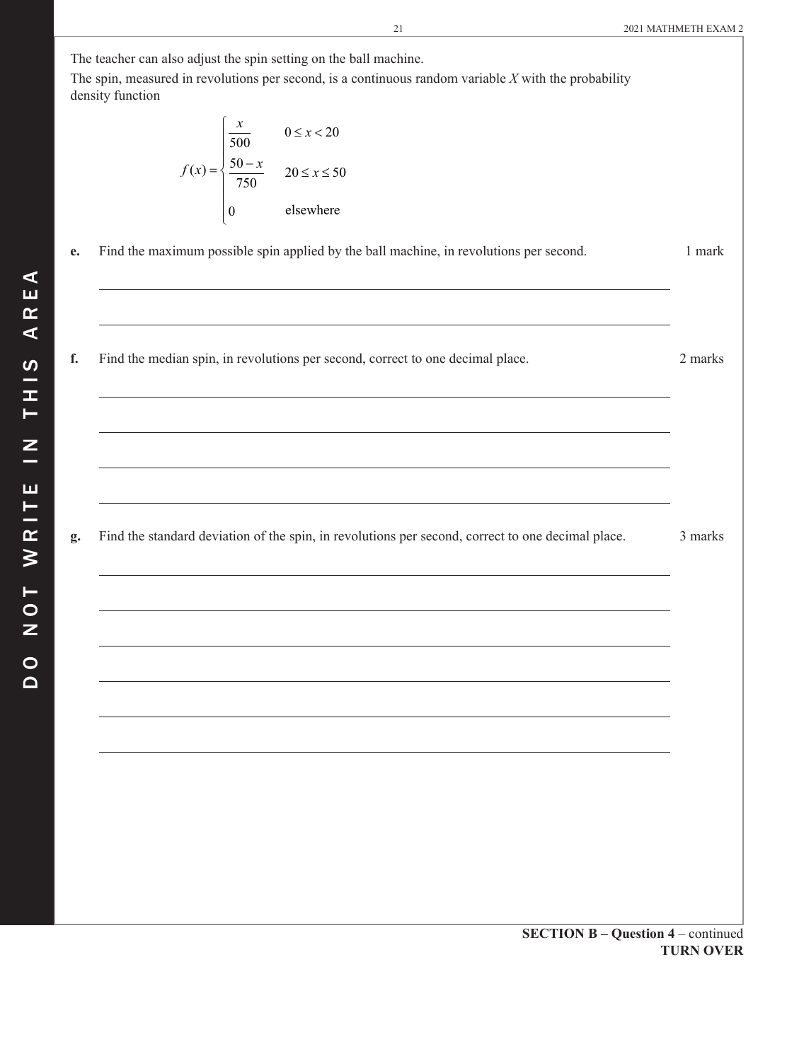The teacher can also adjust the spin setting on the ball machine.

The spin, measured in revolutions per second, is a continuous random variable $X$ with the probability density function

$$f(x) = \begin{cases} \dfrac{x}{500} & 0 \le x < 20 \\ \dfrac{50-x}{750} & 20 \le x \le 50 \\ 0 & \text{elsewhere} \end{cases}$$

**e.** Find the maximum possible spin applied by the ball machine, in revolutions per second. 1 mark

**f.** Find the median spin, in revolutions per second, correct to one decimal place. 2 marks

**g.** Find the standard deviation of the spin, in revolutions per second, correct to one decimal place. 3 marks

**SECTION B – Question 4** – continued

**TURN OVER**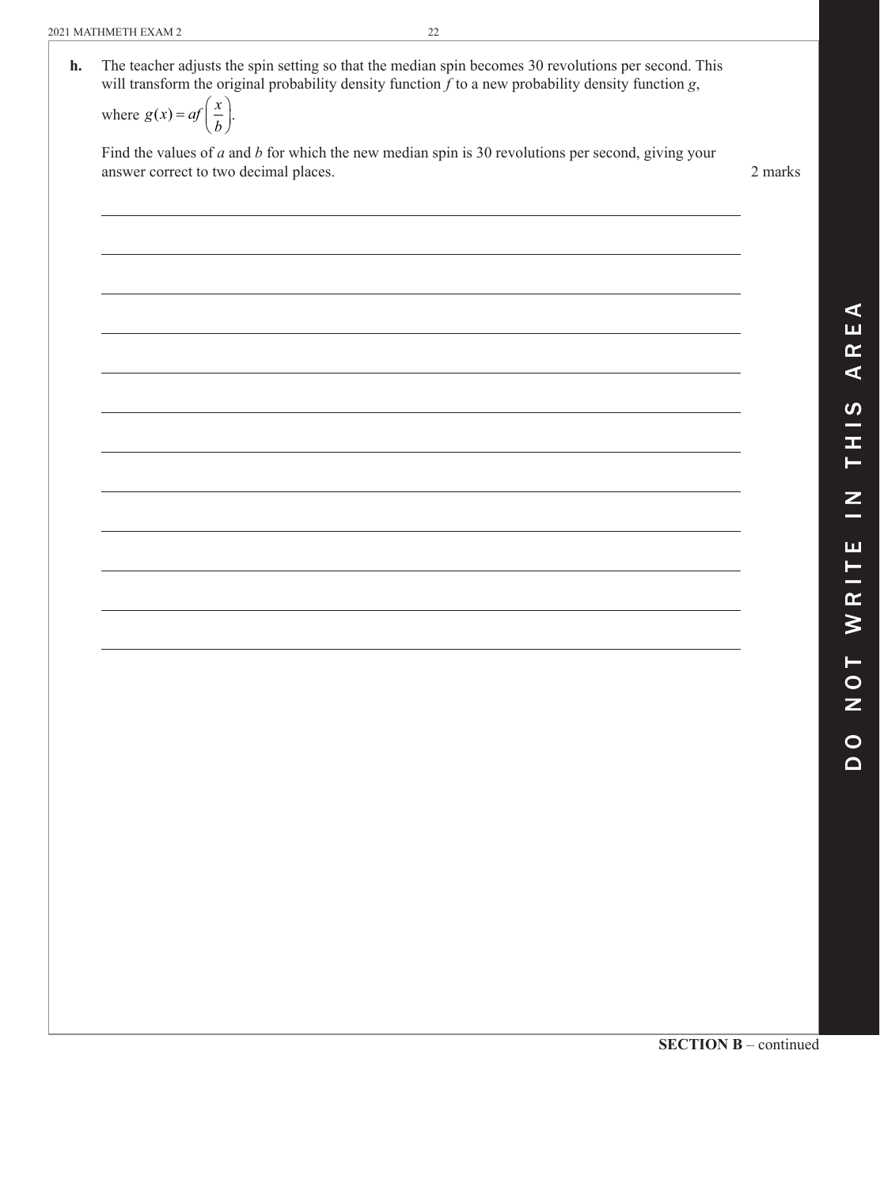**h.** The teacher adjusts the spin setting so that the median spin becomes 30 revolutions per second. This will transform the original probability density function $f$ to a new probability density function $g$, where $g(x) = af\left(\frac{x}{b}\right)$.

Find the values of $a$ and $b$ for which the new median spin is 30 revolutions per second, giving your answer correct to two decimal places. 2 marks

**SECTION B** – continued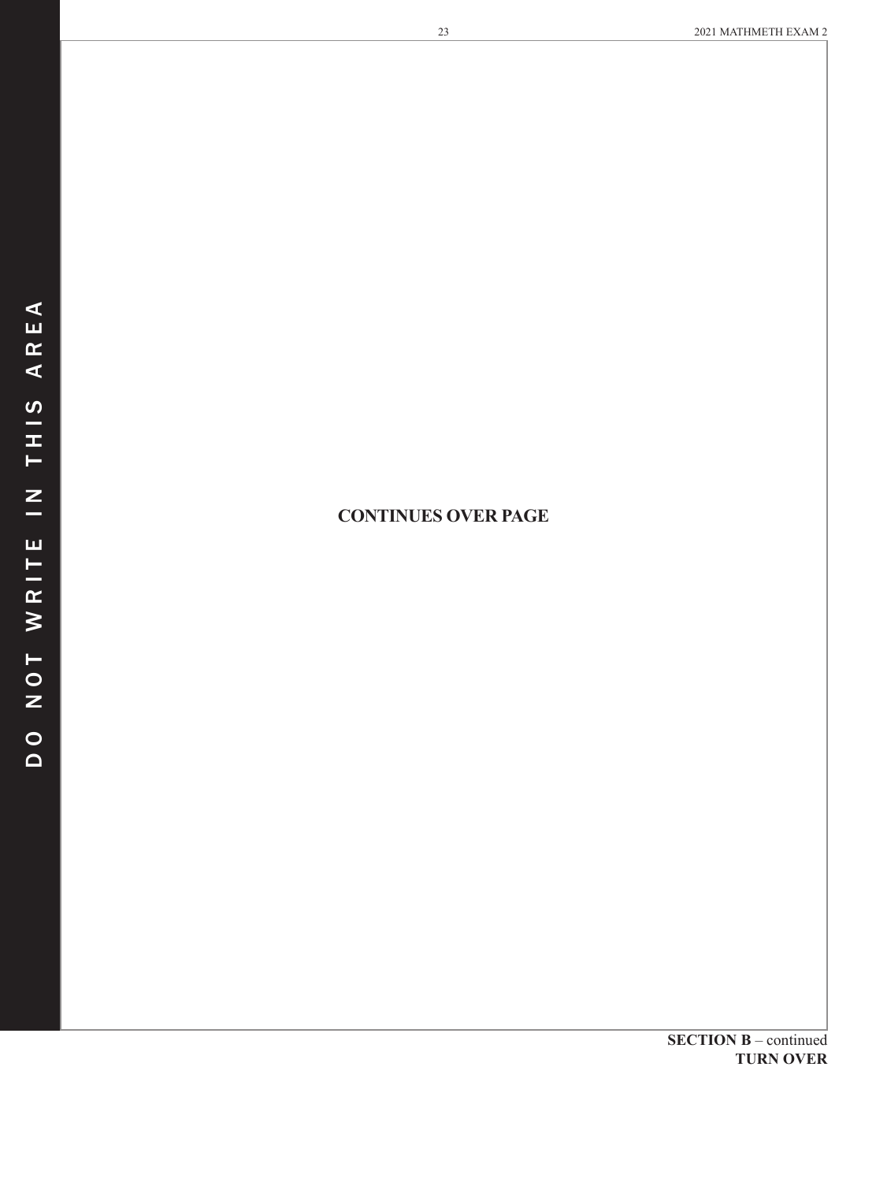**CONTINUES OVER PAGE**

**SECTION B** – continued
**TURN OVER**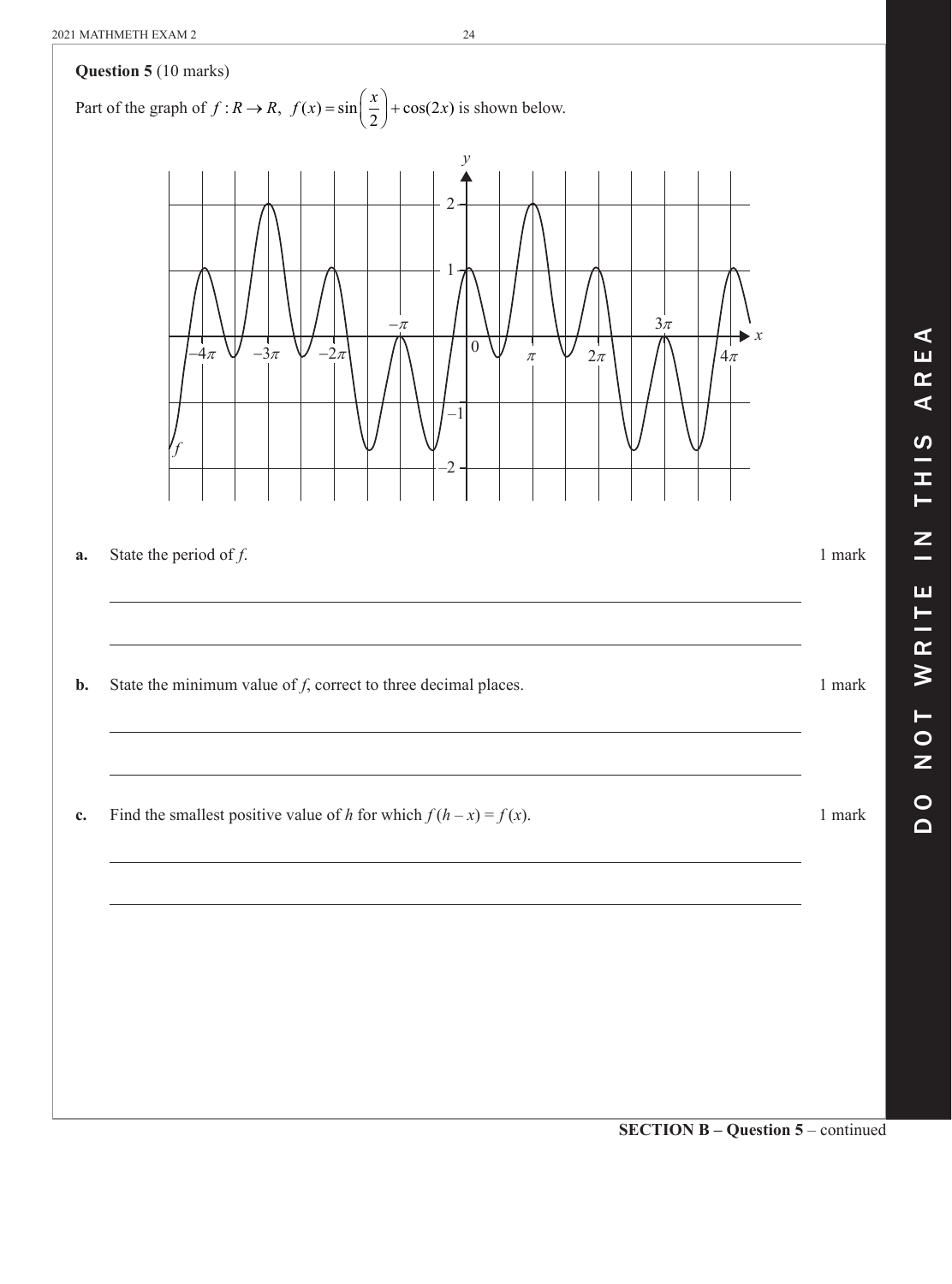**Question 5** (10 marks)

Part of the graph of $f: R \to R,\ f(x) = \sin\left(\frac{x}{2}\right) + \cos(2x)$ is shown below.

**a.** State the period of $f$. 1 mark

**b.** State the minimum value of $f$, correct to three decimal places. 1 mark

**c.** Find the smallest positive value of $h$ for which $f(h - x) = f(x)$. 1 mark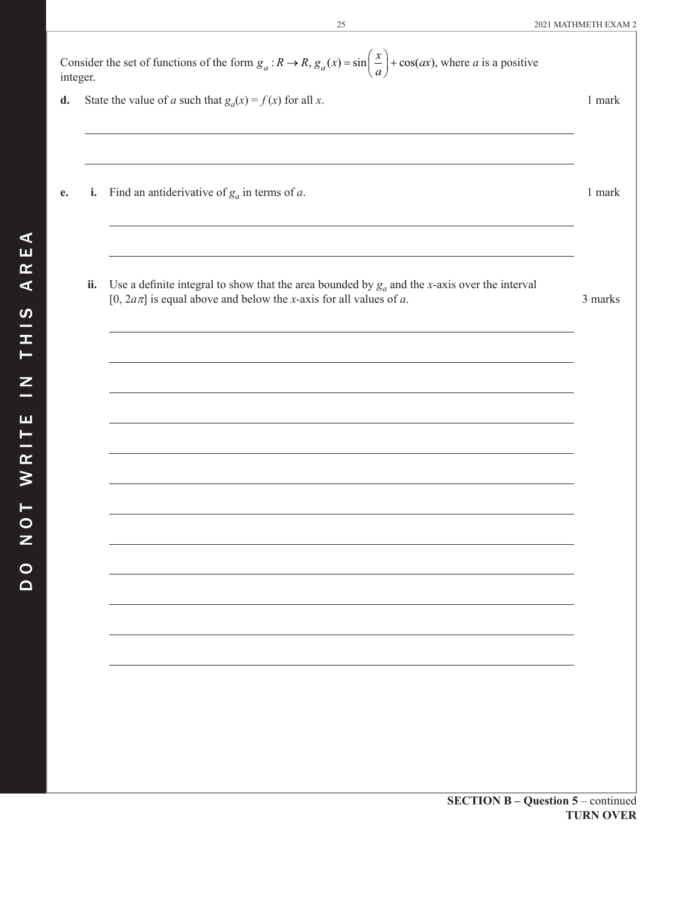Consider the set of functions of the form $g_a : R \to R$, $g_a(x) = \sin\left(\frac{x}{a}\right) + \cos(ax)$, where $a$ is a positive integer.

**d.** State the value of $a$ such that $g_a(x) = f(x)$ for all $x$. 1 mark

**e.** **i.** Find an antiderivative of $g_a$ in terms of $a$. 1 mark

**ii.** Use a definite integral to show that the area bounded by $g_a$ and the $x$-axis over the interval $[0, 2a\pi]$ is equal above and below the $x$-axis for all values of $a$. 3 marks

**SECTION B – Question 5** – continued
**TURN OVER**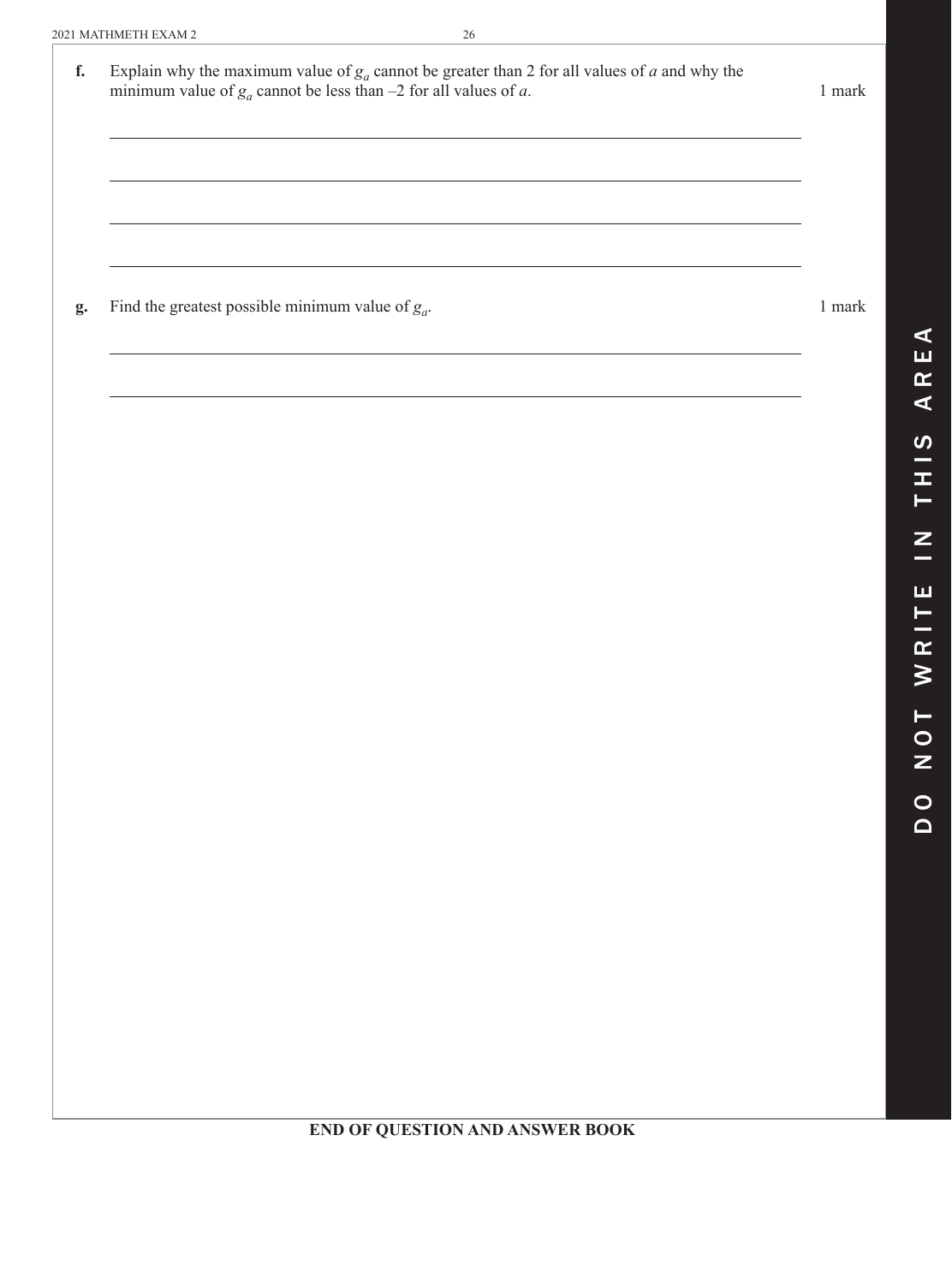**f.** Explain why the maximum value of $g_a$ cannot be greater than 2 for all values of $a$ and why the minimum value of $g_a$ cannot be less than $-2$ for all values of $a$. 1 mark

**g.** Find the greatest possible minimum value of $g_a$. 1 mark

**END OF QUESTION AND ANSWER BOOK**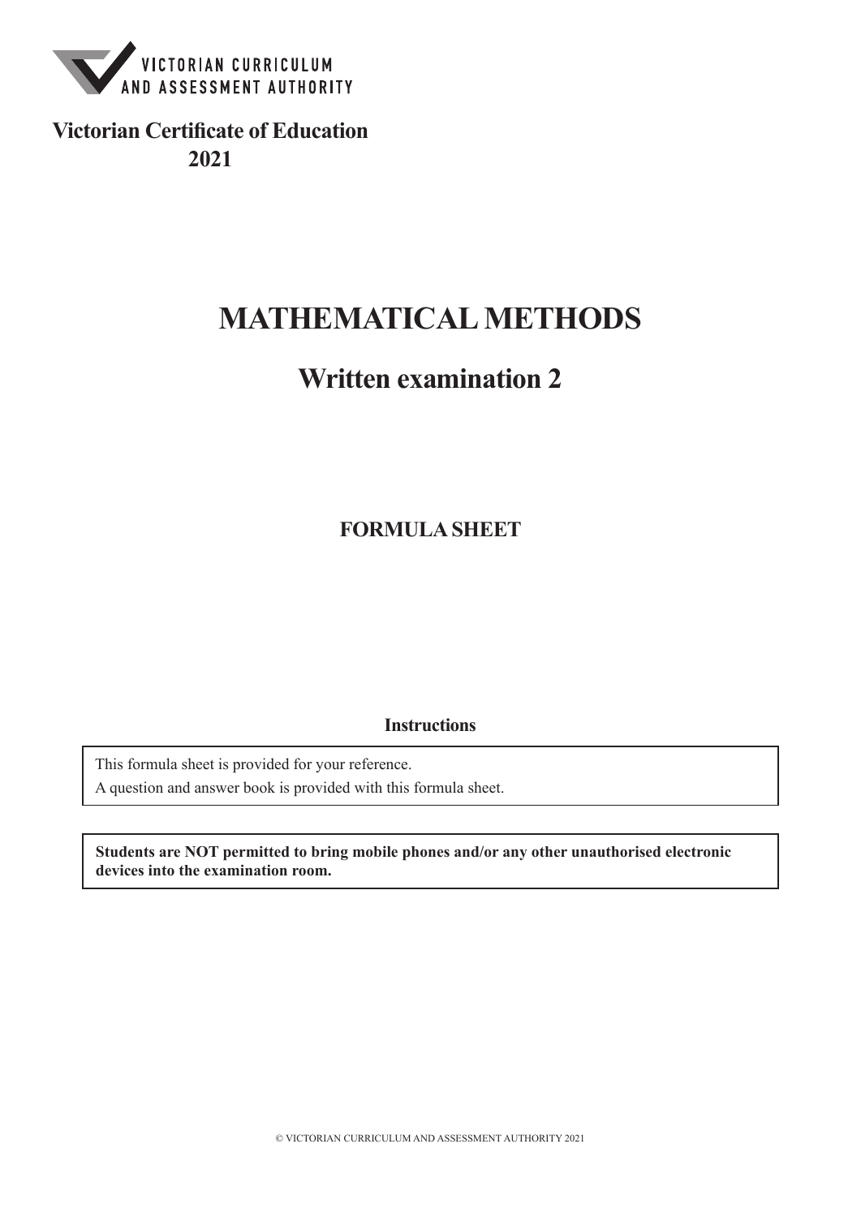VICTORIAN CURRICULUM AND ASSESSMENT AUTHORITY

**Victorian Certificate of Education**
**2021**

# MATHEMATICAL METHODS

## Written examination 2

### FORMULA SHEET

**Instructions**

This formula sheet is provided for your reference.
A question and answer book is provided with this formula sheet.

**Students are NOT permitted to bring mobile phones and/or any other unauthorised electronic devices into the examination room.**

© VICTORIAN CURRICULUM AND ASSESSMENT AUTHORITY 2021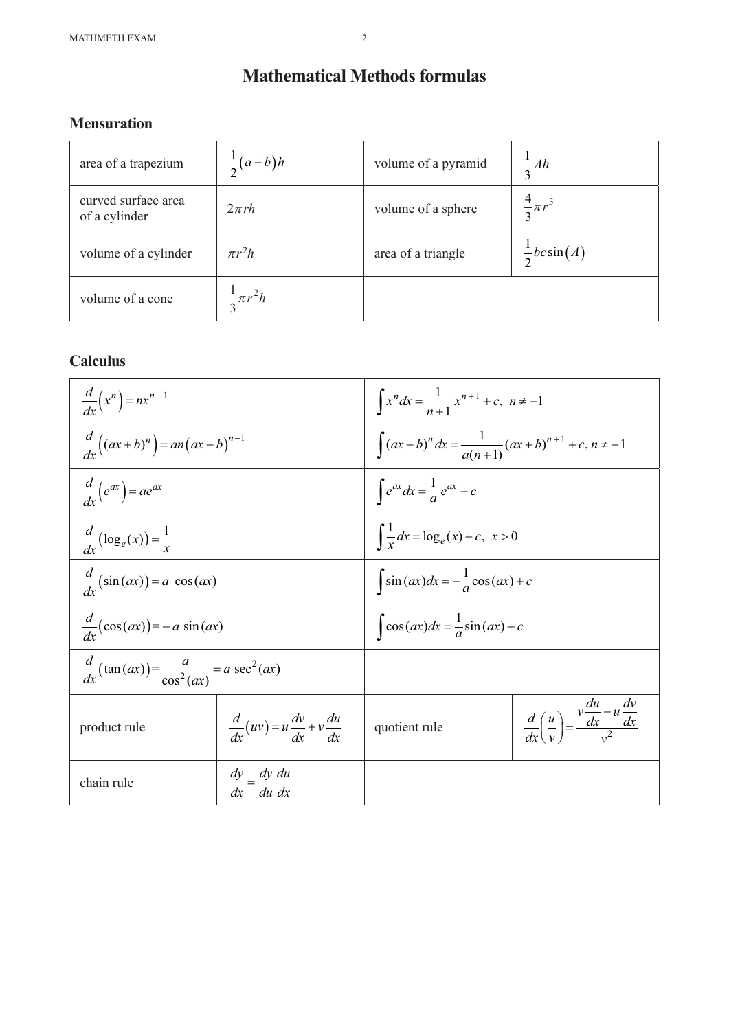# Mathematical Methods formulas

## Mensuration

| | | | |
|---|---|---|---|
| area of a trapezium | $\frac{1}{2}(a+b)h$ | volume of a pyramid | $\frac{1}{3}Ah$ |
| curved surface area of a cylinder | $2\pi rh$ | volume of a sphere | $\frac{4}{3}\pi r^3$ |
| volume of a cylinder | $\pi r^2 h$ | area of a triangle | $\frac{1}{2}bc\sin(A)$ |
| volume of a cone | $\frac{1}{3}\pi r^2 h$ | | |

## Calculus

| | | | |
|---|---|---|---|
| $\frac{d}{dx}\left(x^n\right) = nx^{n-1}$ | | $\int x^n dx = \frac{1}{n+1}x^{n+1} + c, \ n \neq -1$ | |
| $\frac{d}{dx}\left((ax+b)^n\right) = an(ax+b)^{n-1}$ | | $\int (ax+b)^n dx = \frac{1}{a(n+1)}(ax+b)^{n+1} + c, n \neq -1$ | |
| $\frac{d}{dx}\left(e^{ax}\right) = ae^{ax}$ | | $\int e^{ax} dx = \frac{1}{a}e^{ax} + c$ | |
| $\frac{d}{dx}\left(\log_e(x)\right) = \frac{1}{x}$ | | $\int \frac{1}{x} dx = \log_e(x) + c, \ x > 0$ | |
| $\frac{d}{dx}\left(\sin(ax)\right) = a \cos(ax)$ | | $\int \sin(ax)dx = -\frac{1}{a}\cos(ax) + c$ | |
| $\frac{d}{dx}\left(\cos(ax)\right) = -a \sin(ax)$ | | $\int \cos(ax)dx = \frac{1}{a}\sin(ax) + c$ | |
| $\frac{d}{dx}\left(\tan(ax)\right) = \frac{a}{\cos^2(ax)} = a \sec^2(ax)$ | | | |
| product rule | $\frac{d}{dx}(uv) = u\frac{dv}{dx} + v\frac{du}{dx}$ | quotient rule | $\frac{d}{dx}\left(\frac{u}{v}\right) = \frac{v\frac{du}{dx} - u\frac{dv}{dx}}{v^2}$ |
| chain rule | $\frac{dy}{dx} = \frac{dy}{du}\frac{du}{dx}$ | | |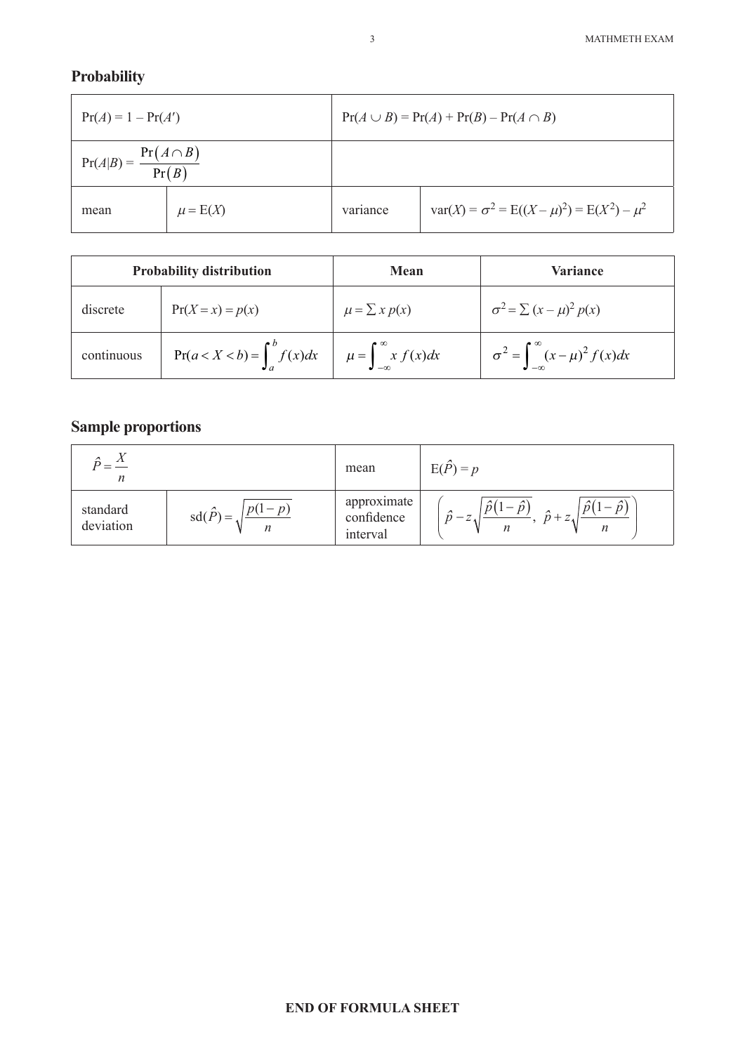## Probability

| | | | |
|---|---|---|---|
| $\Pr(A) = 1 - \Pr(A')$ | | $\Pr(A \cup B) = \Pr(A) + \Pr(B) - \Pr(A \cap B)$ | |
| $\Pr(A\|B) = \dfrac{\Pr(A \cap B)}{\Pr(B)}$ | | | |
| mean | $\mu = \mathrm{E}(X)$ | variance | $\mathrm{var}(X) = \sigma^2 = \mathrm{E}((X - \mu)^2) = \mathrm{E}(X^2) - \mu^2$ |

| Probability distribution | | Mean | Variance |
|---|---|---|---|
| discrete | $\Pr(X = x) = p(x)$ | $\mu = \sum x\, p(x)$ | $\sigma^2 = \sum (x - \mu)^2\, p(x)$ |
| continuous | $\Pr(a < X < b) = \int_a^b f(x)dx$ | $\mu = \int_{-\infty}^{\infty} x\, f(x)dx$ | $\sigma^2 = \int_{-\infty}^{\infty} (x - \mu)^2 f(x)dx$ |

## Sample proportions

| | | | |
|---|---|---|---|
| $\hat{P} = \dfrac{X}{n}$ | | mean | $\mathrm{E}(\hat{P}) = p$ |
| standard deviation | $\mathrm{sd}(\hat{P}) = \sqrt{\dfrac{p(1-p)}{n}}$ | approximate confidence interval | $\left(\hat{p} - z\sqrt{\dfrac{\hat{p}(1-\hat{p})}{n}},\ \hat{p} + z\sqrt{\dfrac{\hat{p}(1-\hat{p})}{n}}\right)$ |

**END OF FORMULA SHEET**